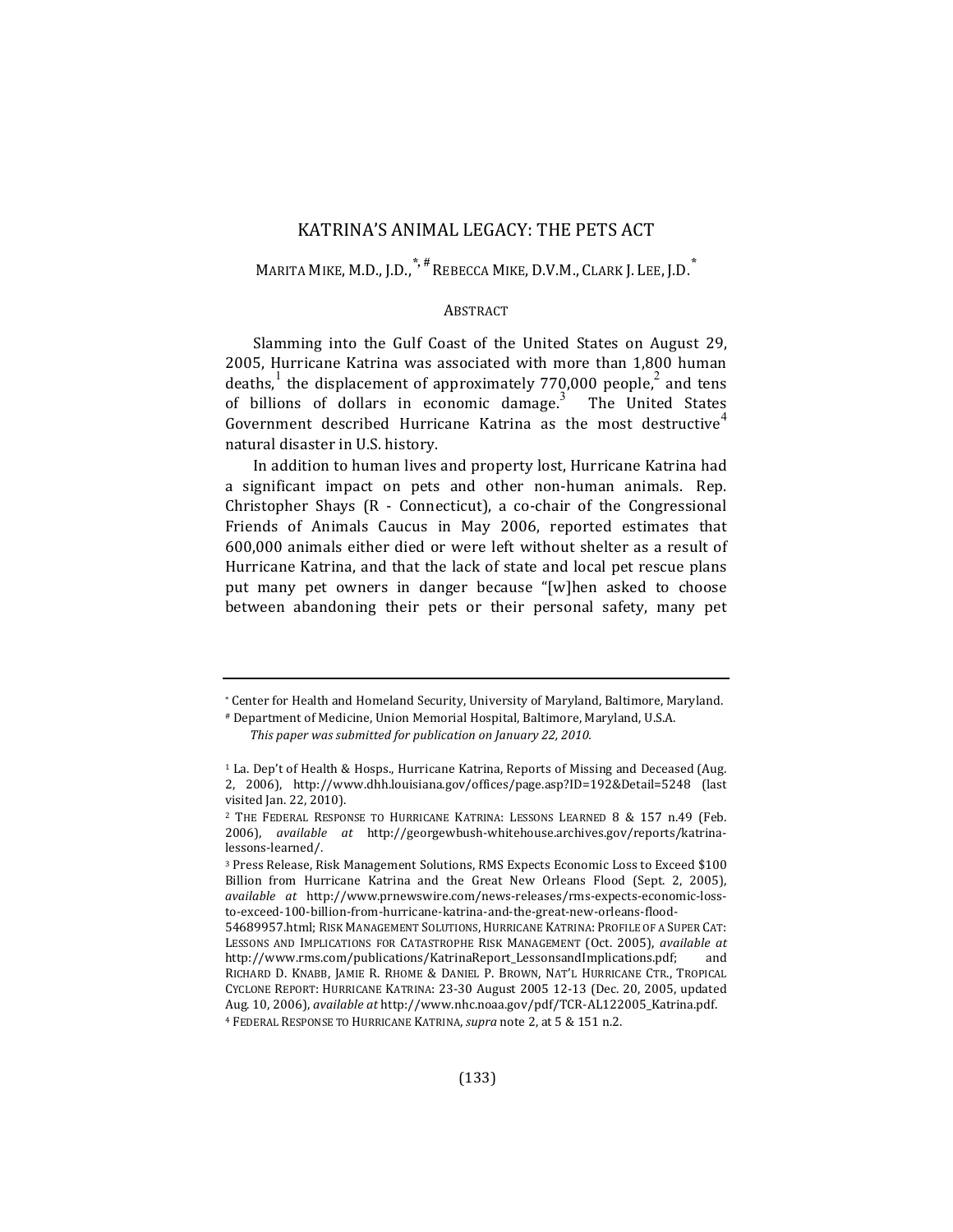# KATRINA'S ANIMAL LEGACY: THE PETS ACT

MARITA MIKE, M.D., J.D.,[*, #] REBECCA MIKE, D.V.M., CLARK J. LEE, J.D.[*]

## ABSTRACT

Slamming into the Gulf Coast of the United States on August 29, 2005, Hurricane Katrina was associated with more than 1,800 human deaths,[1] the displacement of approximately 770,000 people,[2] and tens of billions of dollars in economic damage.[3] The United States Government described Hurricane Katrina as the most destructive[4] natural disaster in U.S. history.

In addition to human lives and property lost, Hurricane Katrina had a significant impact on pets and other non-human animals. Rep. Christopher Shays (R - Connecticut), a co-chair of the Congressional Friends of Animals Caucus in May 2006, reported estimates that 600,000 animals either died or were left without shelter as a result of Hurricane Katrina, and that the lack of state and local pet rescue plans put many pet owners in danger because "[w]hen asked to choose between abandoning their pets or their personal safety, many pet

---

[*] Center for Health and Homeland Security, University of Maryland, Baltimore, Maryland.

[#] Department of Medicine, Union Memorial Hospital, Baltimore, Maryland, U.S.A.

*This paper was submitted for publication on January 22, 2010.*

[1] La. Dep't of Health & Hosps., Hurricane Katrina, Reports of Missing and Deceased (Aug. 2, 2006), http://www.dhh.louisiana.gov/offices/page.asp?ID=192&Detail=5248 (last visited Jan. 22, 2010).

[2] THE FEDERAL RESPONSE TO HURRICANE KATRINA: LESSONS LEARNED 8 & 157 n.49 (Feb. 2006), *available at* http://georgewbush-whitehouse.archives.gov/reports/katrina-lessons-learned/.

[3] Press Release, Risk Management Solutions, RMS Expects Economic Loss to Exceed $100 Billion from Hurricane Katrina and the Great New Orleans Flood (Sept. 2, 2005), *available at* http://www.prnewswire.com/news-releases/rms-expects-economic-loss-to-exceed-100-billion-from-hurricane-katrina-and-the-great-new-orleans-flood-54689957.html; RISK MANAGEMENT SOLUTIONS, HURRICANE KATRINA: PROFILE OF A SUPER CAT: LESSONS AND IMPLICATIONS FOR CATASTROPHE RISK MANAGEMENT (Oct. 2005), *available at* http://www.rms.com/publications/KatrinaReport_LessonsandImplications.pdf; and RICHARD D. KNABB, JAMIE R. RHOME & DANIEL P. BROWN, NAT'L HURRICANE CTR., TROPICAL CYCLONE REPORT: HURRICANE KATRINA: 23-30 August 2005 12-13 (Dec. 20, 2005, updated Aug. 10, 2006), *available at* http://www.nhc.noaa.gov/pdf/TCR-AL122005_Katrina.pdf.

[4] FEDERAL RESPONSE TO HURRICANE KATRINA, *supra* note 2, at 5 & 151 n.2.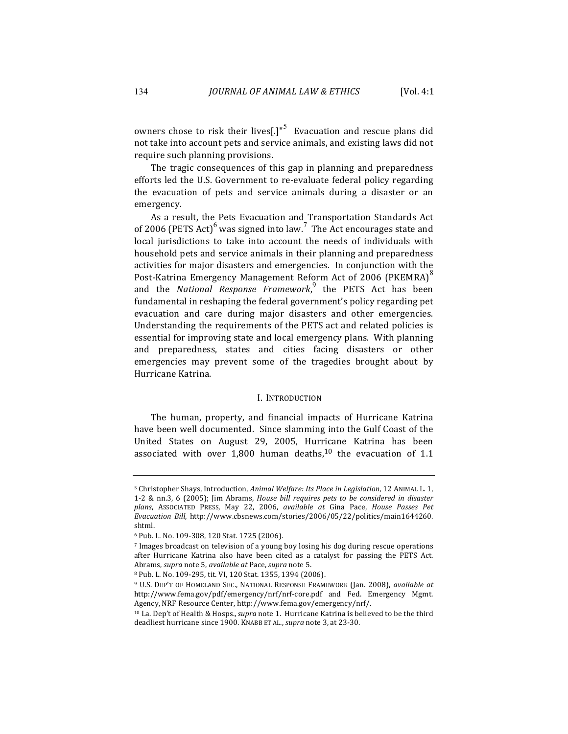owners chose to risk their lives[.]"[5] Evacuation and rescue plans did not take into account pets and service animals, and existing laws did not require such planning provisions.

The tragic consequences of this gap in planning and preparedness efforts led the U.S. Government to re-evaluate federal policy regarding the evacuation of pets and service animals during a disaster or an emergency.

As a result, the Pets Evacuation and Transportation Standards Act of 2006 (PETS Act)[6] was signed into law.[7] The Act encourages state and local jurisdictions to take into account the needs of individuals with household pets and service animals in their planning and preparedness activities for major disasters and emergencies. In conjunction with the Post-Katrina Emergency Management Reform Act of 2006 (PKEMRA)[8] and the *National Response Framework*,[9] the PETS Act has been fundamental in reshaping the federal government's policy regarding pet evacuation and care during major disasters and other emergencies. Understanding the requirements of the PETS act and related policies is essential for improving state and local emergency plans. With planning and preparedness, states and cities facing disasters or other emergencies may prevent some of the tragedies brought about by Hurricane Katrina.

## I. INTRODUCTION

The human, property, and financial impacts of Hurricane Katrina have been well documented. Since slamming into the Gulf Coast of the United States on August 29, 2005, Hurricane Katrina has been associated with over 1,800 human deaths,[10] the evacuation of 1.1

---

[5] Christopher Shays, Introduction, *Animal Welfare: Its Place in Legislation*, 12 ANIMAL L. 1, 1-2 & nn.3, 6 (2005); Jim Abrams, *House bill requires pets to be considered in disaster plans*, ASSOCIATED PRESS, May 22, 2006, *available at* Gina Pace, *House Passes Pet Evacuation Bill*, http://www.cbsnews.com/stories/2006/05/22/politics/main1644260.shtml.

[6] Pub. L. No. 109-308, 120 Stat. 1725 (2006).

[7] Images broadcast on television of a young boy losing his dog during rescue operations after Hurricane Katrina also have been cited as a catalyst for passing the PETS Act. Abrams, *supra* note 5, *available at* Pace, *supra* note 5.

[8] Pub. L. No. 109-295, tit. VI, 120 Stat. 1355, 1394 (2006).

[9] U.S. DEP'T OF HOMELAND SEC., NATIONAL RESPONSE FRAMEWORK (Jan. 2008), *available at* http://www.fema.gov/pdf/emergency/nrf/nrf-core.pdf and Fed. Emergency Mgmt. Agency, NRF Resource Center, http://www.fema.gov/emergency/nrf/.

[10] La. Dep't of Health & Hosps., *supra* note 1. Hurricane Katrina is believed to be the third deadliest hurricane since 1900. KNABB ET AL., *supra* note 3, at 23-30.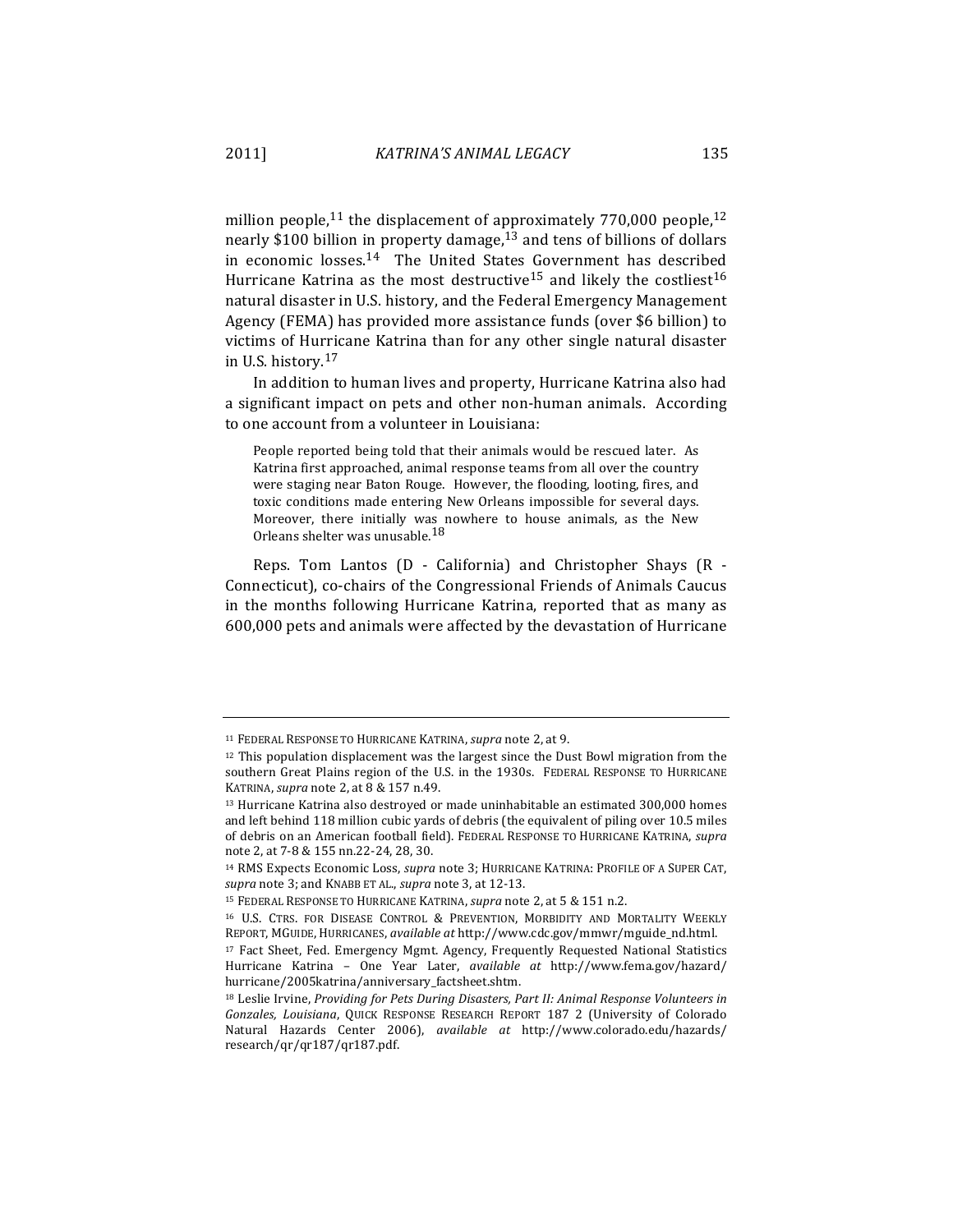million people,[11] the displacement of approximately 770,000 people,[12] nearly $100 billion in property damage,[13] and tens of billions of dollars in economic losses.[14] The United States Government has described Hurricane Katrina as the most destructive[15] and likely the costliest[16] natural disaster in U.S. history, and the Federal Emergency Management Agency (FEMA) has provided more assistance funds (over $6 billion) to victims of Hurricane Katrina than for any other single natural disaster in U.S. history.[17]

In addition to human lives and property, Hurricane Katrina also had a significant impact on pets and other non-human animals. According to one account from a volunteer in Louisiana:

> People reported being told that their animals would be rescued later. As Katrina first approached, animal response teams from all over the country were staging near Baton Rouge. However, the flooding, looting, fires, and toxic conditions made entering New Orleans impossible for several days. Moreover, there initially was nowhere to house animals, as the New Orleans shelter was unusable.[18]

Reps. Tom Lantos (D - California) and Christopher Shays (R - Connecticut), co-chairs of the Congressional Friends of Animals Caucus in the months following Hurricane Katrina, reported that as many as 600,000 pets and animals were affected by the devastation of Hurricane

---

[11] FEDERAL RESPONSE TO HURRICANE KATRINA, *supra* note 2, at 9.

[12] This population displacement was the largest since the Dust Bowl migration from the southern Great Plains region of the U.S. in the 1930s. FEDERAL RESPONSE TO HURRICANE KATRINA, *supra* note 2, at 8 & 157 n.49.

[13] Hurricane Katrina also destroyed or made uninhabitable an estimated 300,000 homes and left behind 118 million cubic yards of debris (the equivalent of piling over 10.5 miles of debris on an American football field). FEDERAL RESPONSE TO HURRICANE KATRINA, *supra* note 2, at 7-8 & 155 nn.22-24, 28, 30.

[14] RMS Expects Economic Loss, *supra* note 3; HURRICANE KATRINA: PROFILE OF A SUPER CAT, *supra* note 3; and KNABB ET AL., *supra* note 3, at 12-13.

[15] FEDERAL RESPONSE TO HURRICANE KATRINA, *supra* note 2, at 5 & 151 n.2.

[16] U.S. CTRS. FOR DISEASE CONTROL & PREVENTION, MORBIDITY AND MORTALITY WEEKLY REPORT, MGUIDE, HURRICANES, *available at* http://www.cdc.gov/mmwr/mguide_nd.html.

[17] Fact Sheet, Fed. Emergency Mgmt. Agency, Frequently Requested National Statistics Hurricane Katrina – One Year Later, *available at* http://www.fema.gov/hazard/hurricane/2005katrina/anniversary_factsheet.shtm.

[18] Leslie Irvine, *Providing for Pets During Disasters, Part II: Animal Response Volunteers in Gonzales, Louisiana*, QUICK RESPONSE RESEARCH REPORT 187 2 (University of Colorado Natural Hazards Center 2006), *available at* http://www.colorado.edu/hazards/research/qr/qr187/qr187.pdf.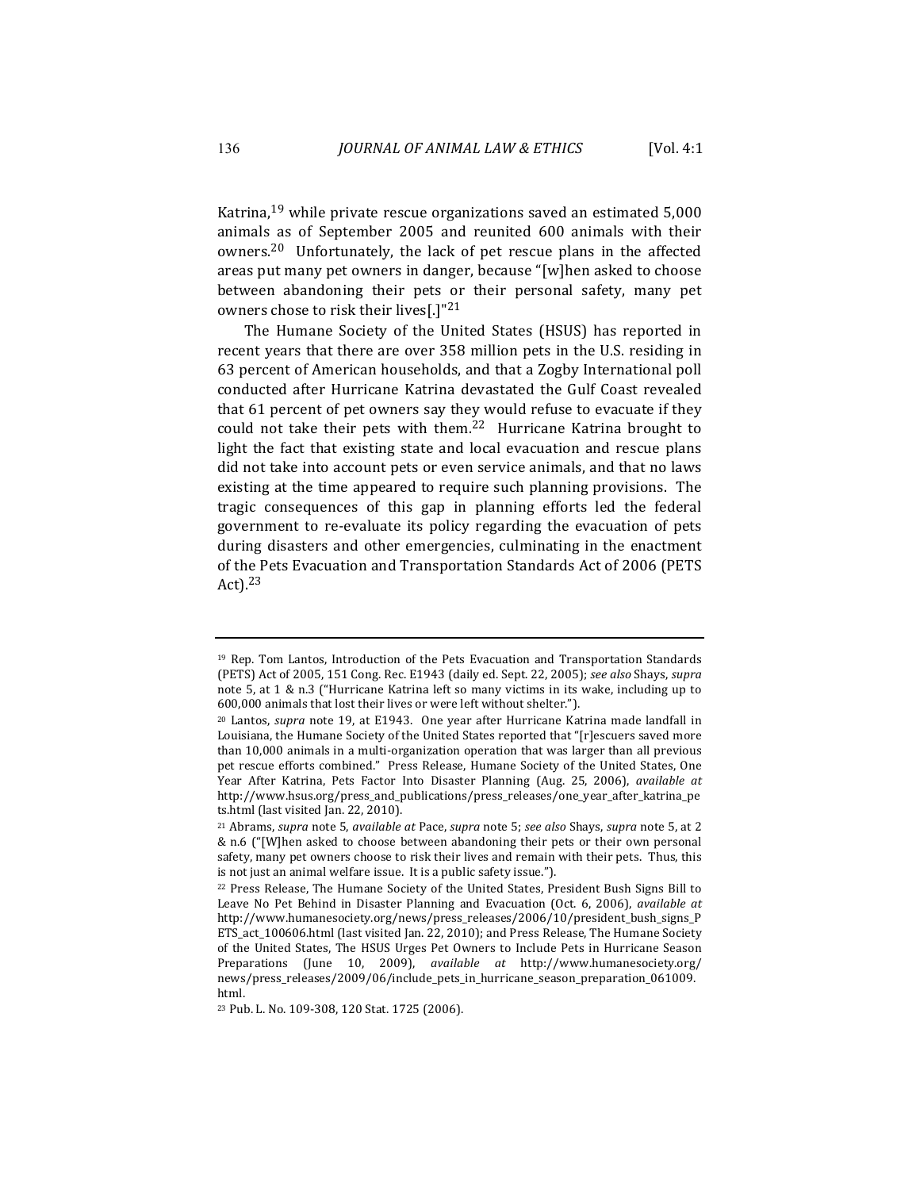Katrina,[19] while private rescue organizations saved an estimated 5,000 animals as of September 2005 and reunited 600 animals with their owners.[20] Unfortunately, the lack of pet rescue plans in the affected areas put many pet owners in danger, because "[w]hen asked to choose between abandoning their pets or their personal safety, many pet owners chose to risk their lives[.]"[21]

The Humane Society of the United States (HSUS) has reported in recent years that there are over 358 million pets in the U.S. residing in 63 percent of American households, and that a Zogby International poll conducted after Hurricane Katrina devastated the Gulf Coast revealed that 61 percent of pet owners say they would refuse to evacuate if they could not take their pets with them.[22] Hurricane Katrina brought to light the fact that existing state and local evacuation and rescue plans did not take into account pets or even service animals, and that no laws existing at the time appeared to require such planning provisions. The tragic consequences of this gap in planning efforts led the federal government to re-evaluate its policy regarding the evacuation of pets during disasters and other emergencies, culminating in the enactment of the Pets Evacuation and Transportation Standards Act of 2006 (PETS Act).[23]

---

[19] Rep. Tom Lantos, Introduction of the Pets Evacuation and Transportation Standards (PETS) Act of 2005, 151 Cong. Rec. E1943 (daily ed. Sept. 22, 2005); *see also* Shays, *supra* note 5, at 1 & n.3 ("Hurricane Katrina left so many victims in its wake, including up to 600,000 animals that lost their lives or were left without shelter.").

[20] Lantos, *supra* note 19, at E1943. One year after Hurricane Katrina made landfall in Louisiana, the Humane Society of the United States reported that "[r]escuers saved more than 10,000 animals in a multi-organization operation that was larger than all previous pet rescue efforts combined." Press Release, Humane Society of the United States, One Year After Katrina, Pets Factor Into Disaster Planning (Aug. 25, 2006), *available at* http://www.hsus.org/press_and_publications/press_releases/one_year_after_katrina_pets.html (last visited Jan. 22, 2010).

[21] Abrams, *supra* note 5, *available at* Pace, *supra* note 5; *see also* Shays, *supra* note 5, at 2 & n.6 ("[W]hen asked to choose between abandoning their pets or their own personal safety, many pet owners choose to risk their lives and remain with their pets. Thus, this is not just an animal welfare issue. It is a public safety issue.").

[22] Press Release, The Humane Society of the United States, President Bush Signs Bill to Leave No Pet Behind in Disaster Planning and Evacuation (Oct. 6, 2006), *available at* http://www.humanesociety.org/news/press_releases/2006/10/president_bush_signs_PETS_act_100606.html (last visited Jan. 22, 2010); and Press Release, The Humane Society of the United States, The HSUS Urges Pet Owners to Include Pets in Hurricane Season Preparations (June 10, 2009), *available at* http://www.humanesociety.org/news/press_releases/2009/06/include_pets_in_hurricane_season_preparation_061009.html.

[23] Pub. L. No. 109-308, 120 Stat. 1725 (2006).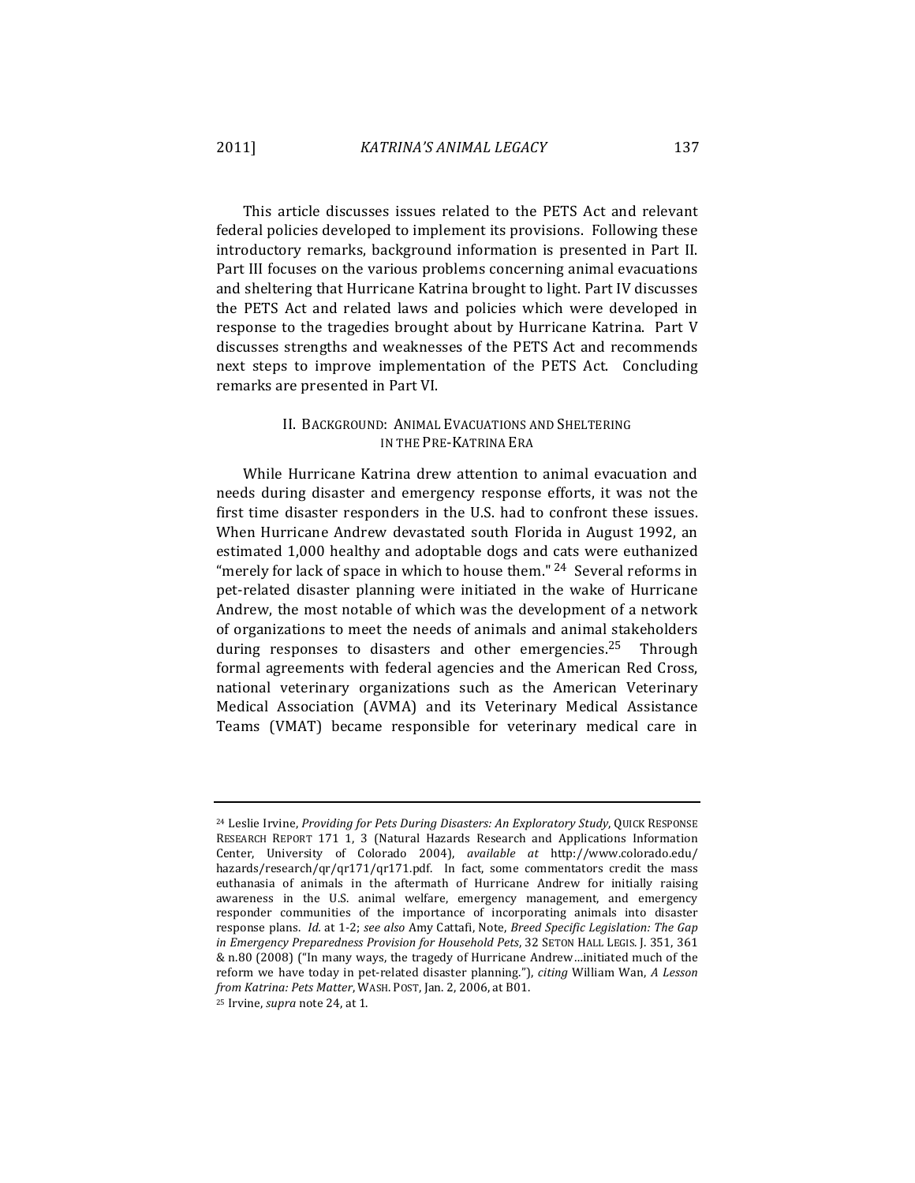This article discusses issues related to the PETS Act and relevant federal policies developed to implement its provisions. Following these introductory remarks, background information is presented in Part II. Part III focuses on the various problems concerning animal evacuations and sheltering that Hurricane Katrina brought to light. Part IV discusses the PETS Act and related laws and policies which were developed in response to the tragedies brought about by Hurricane Katrina. Part V discusses strengths and weaknesses of the PETS Act and recommends next steps to improve implementation of the PETS Act. Concluding remarks are presented in Part VI.

## II. BACKGROUND: ANIMAL EVACUATIONS AND SHELTERING IN THE PRE-KATRINA ERA

While Hurricane Katrina drew attention to animal evacuation and needs during disaster and emergency response efforts, it was not the first time disaster responders in the U.S. had to confront these issues. When Hurricane Andrew devastated south Florida in August 1992, an estimated 1,000 healthy and adoptable dogs and cats were euthanized "merely for lack of space in which to house them." [24] Several reforms in pet-related disaster planning were initiated in the wake of Hurricane Andrew, the most notable of which was the development of a network of organizations to meet the needs of animals and animal stakeholders during responses to disasters and other emergencies.[25] Through formal agreements with federal agencies and the American Red Cross, national veterinary organizations such as the American Veterinary Medical Association (AVMA) and its Veterinary Medical Assistance Teams (VMAT) became responsible for veterinary medical care in

---

[24] Leslie Irvine, *Providing for Pets During Disasters: An Exploratory Study*, QUICK RESPONSE RESEARCH REPORT 171 1, 3 (Natural Hazards Research and Applications Information Center, University of Colorado 2004), *available at* http://www.colorado.edu/hazards/research/qr/qr171/qr171.pdf. In fact, some commentators credit the mass euthanasia of animals in the aftermath of Hurricane Andrew for initially raising awareness in the U.S. animal welfare, emergency management, and emergency responder communities of the importance of incorporating animals into disaster response plans. *Id.* at 1-2; *see also* Amy Cattafi, Note, *Breed Specific Legislation: The Gap in Emergency Preparedness Provision for Household Pets*, 32 SETON HALL LEGIS. J. 351, 361 & n.80 (2008) ("In many ways, the tragedy of Hurricane Andrew…initiated much of the reform we have today in pet-related disaster planning."), *citing* William Wan, *A Lesson from Katrina: Pets Matter*, WASH. POST, Jan. 2, 2006, at B01.

[25] Irvine, *supra* note 24, at 1.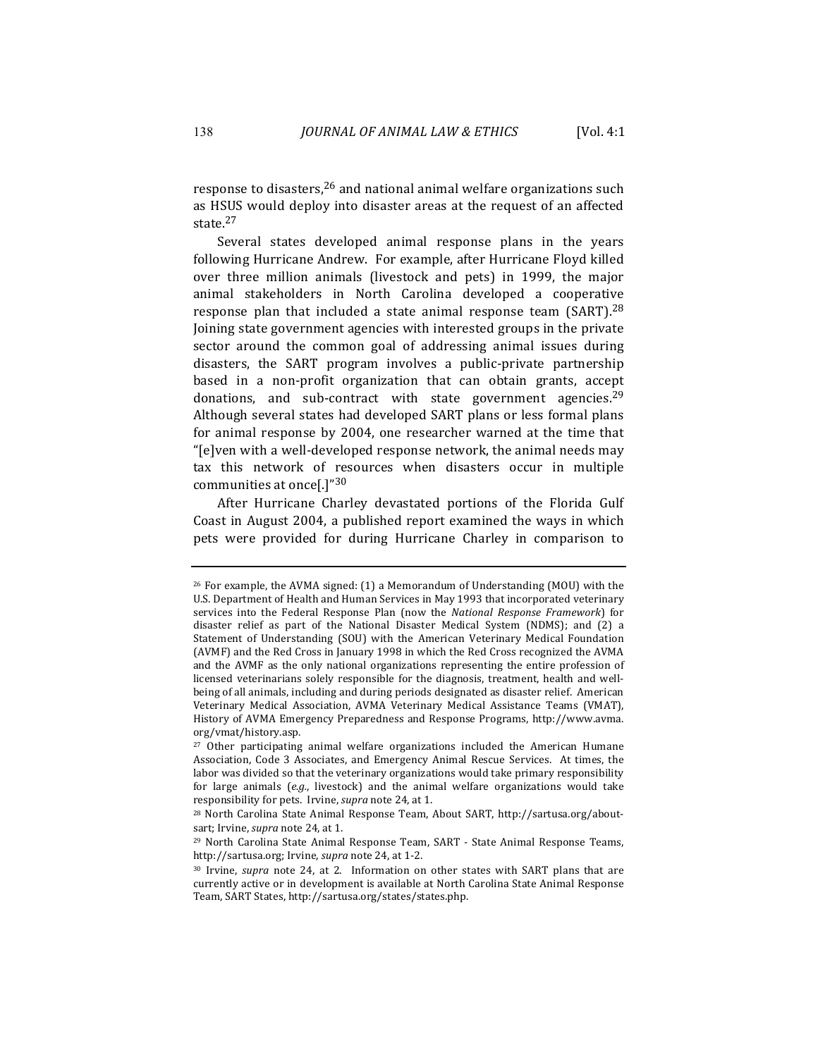response to disasters,[26] and national animal welfare organizations such as HSUS would deploy into disaster areas at the request of an affected state.[27]

Several states developed animal response plans in the years following Hurricane Andrew. For example, after Hurricane Floyd killed over three million animals (livestock and pets) in 1999, the major animal stakeholders in North Carolina developed a cooperative response plan that included a state animal response team (SART).[28] Joining state government agencies with interested groups in the private sector around the common goal of addressing animal issues during disasters, the SART program involves a public-private partnership based in a non-profit organization that can obtain grants, accept donations, and sub-contract with state government agencies.[29] Although several states had developed SART plans or less formal plans for animal response by 2004, one researcher warned at the time that "[e]ven with a well-developed response network, the animal needs may tax this network of resources when disasters occur in multiple communities at once[.]"[30]

After Hurricane Charley devastated portions of the Florida Gulf Coast in August 2004, a published report examined the ways in which pets were provided for during Hurricane Charley in comparison to

---

26 For example, the AVMA signed: (1) a Memorandum of Understanding (MOU) with the U.S. Department of Health and Human Services in May 1993 that incorporated veterinary services into the Federal Response Plan (now the *National Response Framework*) for disaster relief as part of the National Disaster Medical System (NDMS); and (2) a Statement of Understanding (SOU) with the American Veterinary Medical Foundation (AVMF) and the Red Cross in January 1998 in which the Red Cross recognized the AVMA and the AVMF as the only national organizations representing the entire profession of licensed veterinarians solely responsible for the diagnosis, treatment, health and well-being of all animals, including and during periods designated as disaster relief. American Veterinary Medical Association, AVMA Veterinary Medical Assistance Teams (VMAT), History of AVMA Emergency Preparedness and Response Programs, http://www.avma.org/vmat/history.asp.

27 Other participating animal welfare organizations included the American Humane Association, Code 3 Associates, and Emergency Animal Rescue Services. At times, the labor was divided so that the veterinary organizations would take primary responsibility for large animals (*e.g.*, livestock) and the animal welfare organizations would take responsibility for pets. Irvine, *supra* note 24, at 1.

28 North Carolina State Animal Response Team, About SART, http://sartusa.org/about-sart; Irvine, *supra* note 24, at 1.

29 North Carolina State Animal Response Team, SART - State Animal Response Teams, http://sartusa.org; Irvine, *supra* note 24, at 1-2.

30 Irvine, *supra* note 24, at 2. Information on other states with SART plans that are currently active or in development is available at North Carolina State Animal Response Team, SART States, http://sartusa.org/states/states.php.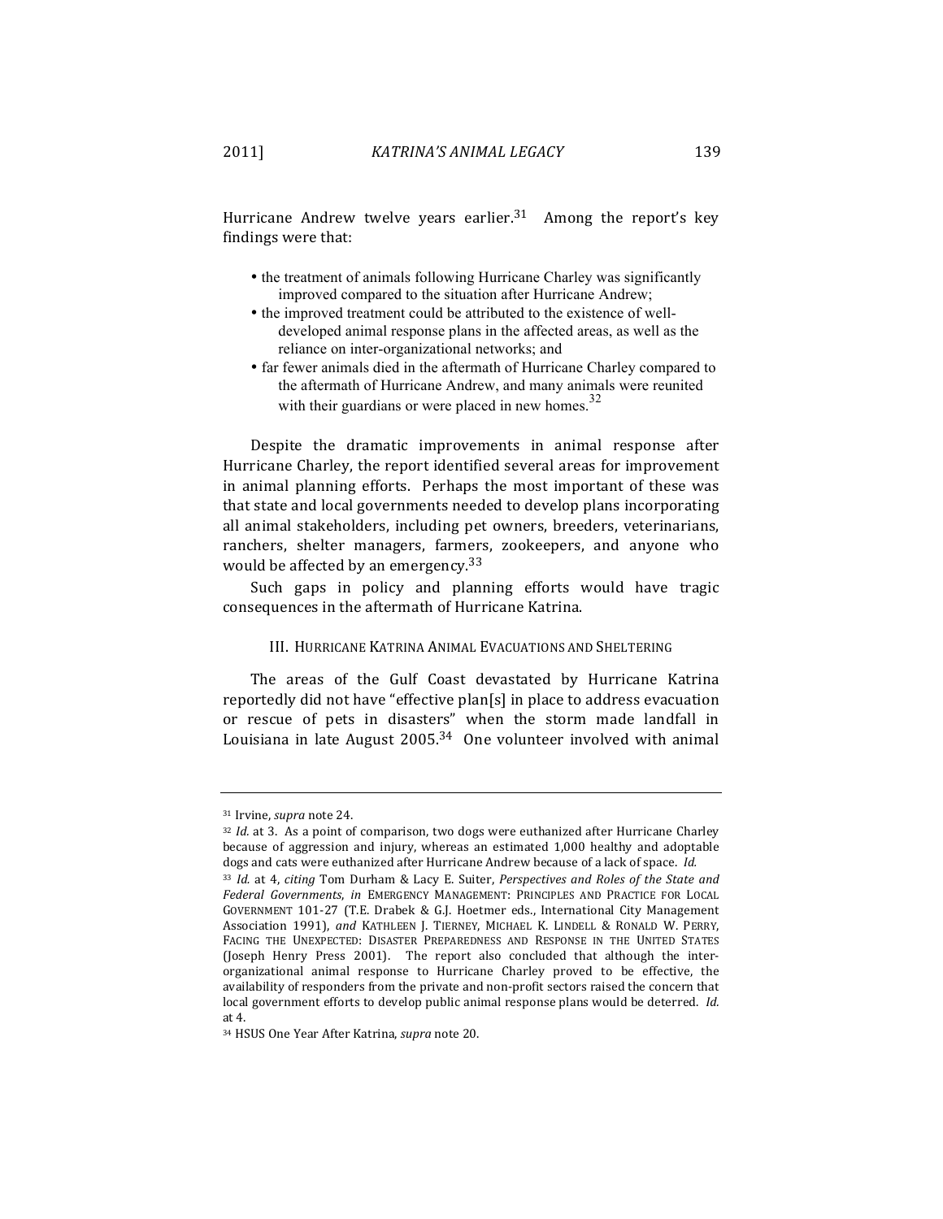Hurricane Andrew twelve years earlier.[31] Among the report's key findings were that:

- the treatment of animals following Hurricane Charley was significantly improved compared to the situation after Hurricane Andrew;
- the improved treatment could be attributed to the existence of well-developed animal response plans in the affected areas, as well as the reliance on inter-organizational networks; and
- far fewer animals died in the aftermath of Hurricane Charley compared to the aftermath of Hurricane Andrew, and many animals were reunited with their guardians or were placed in new homes.[32]

Despite the dramatic improvements in animal response after Hurricane Charley, the report identified several areas for improvement in animal planning efforts. Perhaps the most important of these was that state and local governments needed to develop plans incorporating all animal stakeholders, including pet owners, breeders, veterinarians, ranchers, shelter managers, farmers, zookeepers, and anyone who would be affected by an emergency.[33]

Such gaps in policy and planning efforts would have tragic consequences in the aftermath of Hurricane Katrina.

## III. Hurricane Katrina Animal Evacuations and Sheltering

The areas of the Gulf Coast devastated by Hurricane Katrina reportedly did not have "effective plan[s] in place to address evacuation or rescue of pets in disasters" when the storm made landfall in Louisiana in late August 2005.[34] One volunteer involved with animal

---

[31] Irvine, *supra* note 24.

[32] *Id.* at 3. As a point of comparison, two dogs were euthanized after Hurricane Charley because of aggression and injury, whereas an estimated 1,000 healthy and adoptable dogs and cats were euthanized after Hurricane Andrew because of a lack of space. *Id.*

[33] *Id.* at 4, *citing* Tom Durham & Lacy E. Suiter, *Perspectives and Roles of the State and Federal Governments*, *in* Emergency Management: Principles and Practice for Local Government 101-27 (T.E. Drabek & G.J. Hoetmer eds., International City Management Association 1991), *and* Kathleen J. Tierney, Michael K. Lindell & Ronald W. Perry, Facing the Unexpected: Disaster Preparedness and Response in the United States (Joseph Henry Press 2001). The report also concluded that although the inter-organizational animal response to Hurricane Charley proved to be effective, the availability of responders from the private and non-profit sectors raised the concern that local government efforts to develop public animal response plans would be deterred. *Id.* at 4.

[34] HSUS One Year After Katrina, *supra* note 20.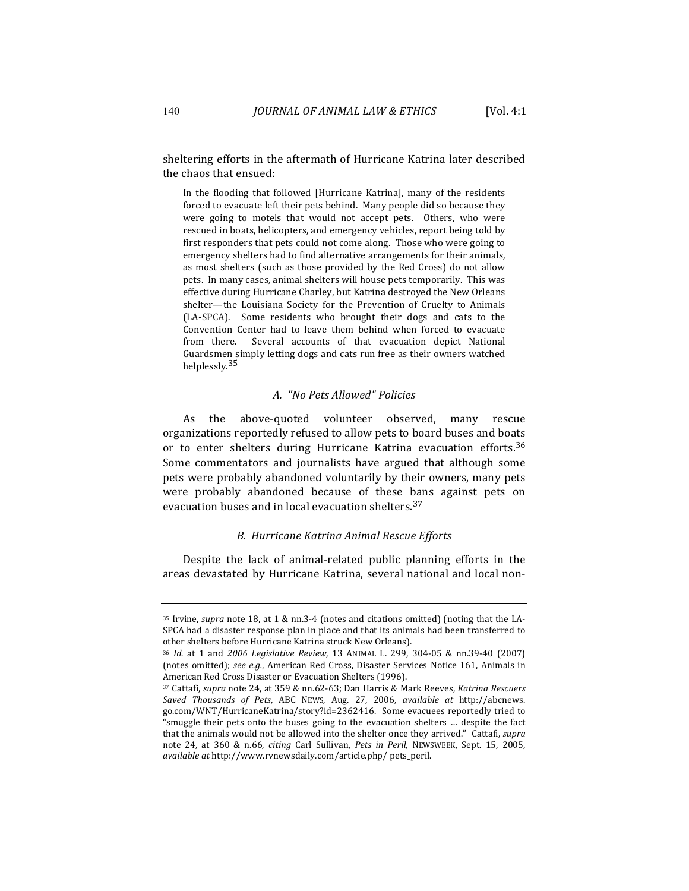sheltering efforts in the aftermath of Hurricane Katrina later described the chaos that ensued:

> In the flooding that followed [Hurricane Katrina], many of the residents forced to evacuate left their pets behind. Many people did so because they were going to motels that would not accept pets. Others, who were rescued in boats, helicopters, and emergency vehicles, report being told by first responders that pets could not come along. Those who were going to emergency shelters had to find alternative arrangements for their animals, as most shelters (such as those provided by the Red Cross) do not allow pets. In many cases, animal shelters will house pets temporarily. This was effective during Hurricane Charley, but Katrina destroyed the New Orleans shelter—the Louisiana Society for the Prevention of Cruelty to Animals (LA-SPCA). Some residents who brought their dogs and cats to the Convention Center had to leave them behind when forced to evacuate from there. Several accounts of that evacuation depict National Guardsmen simply letting dogs and cats run free as their owners watched helplessly.[35]

### *A. "No Pets Allowed" Policies*

As the above-quoted volunteer observed, many rescue organizations reportedly refused to allow pets to board buses and boats or to enter shelters during Hurricane Katrina evacuation efforts.[36] Some commentators and journalists have argued that although some pets were probably abandoned voluntarily by their owners, many pets were probably abandoned because of these bans against pets on evacuation buses and in local evacuation shelters.[37]

### *B. Hurricane Katrina Animal Rescue Efforts*

Despite the lack of animal-related public planning efforts in the areas devastated by Hurricane Katrina, several national and local non-

---

[35] Irvine, *supra* note 18, at 1 & nn.3-4 (notes and citations omitted) (noting that the LA-SPCA had a disaster response plan in place and that its animals had been transferred to other shelters before Hurricane Katrina struck New Orleans).

[36] *Id.* at 1 and *2006 Legislative Review*, 13 ANIMAL L. 299, 304-05 & nn.39-40 (2007) (notes omitted); *see e.g.*, American Red Cross, Disaster Services Notice 161, Animals in American Red Cross Disaster or Evacuation Shelters (1996).

[37] Cattafi, *supra* note 24, at 359 & nn.62-63; Dan Harris & Mark Reeves, *Katrina Rescuers Saved Thousands of Pets*, ABC NEWS, Aug. 27, 2006, *available at* http://abcnews.go.com/WNT/HurricaneKatrina/story?id=2362416. Some evacuees reportedly tried to "smuggle their pets onto the buses going to the evacuation shelters … despite the fact that the animals would not be allowed into the shelter once they arrived." Cattafi, *supra* note 24, at 360 & n.66, *citing* Carl Sullivan, *Pets in Peril*, NEWSWEEK, Sept. 15, 2005, *available at* http://www.rvnewsdaily.com/article.php/ pets_peril.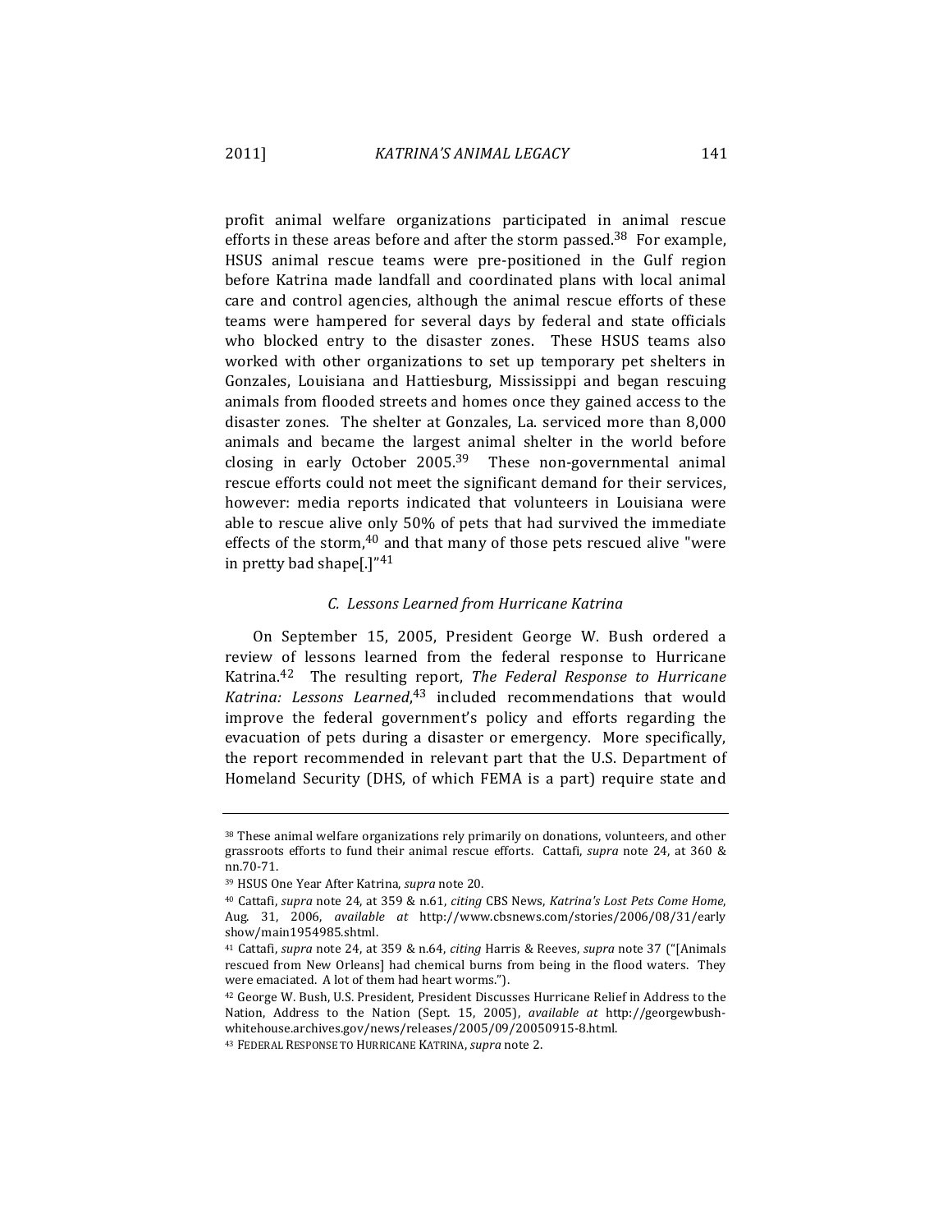profit animal welfare organizations participated in animal rescue efforts in these areas before and after the storm passed.[38] For example, HSUS animal rescue teams were pre-positioned in the Gulf region before Katrina made landfall and coordinated plans with local animal care and control agencies, although the animal rescue efforts of these teams were hampered for several days by federal and state officials who blocked entry to the disaster zones. These HSUS teams also worked with other organizations to set up temporary pet shelters in Gonzales, Louisiana and Hattiesburg, Mississippi and began rescuing animals from flooded streets and homes once they gained access to the disaster zones. The shelter at Gonzales, La. serviced more than 8,000 animals and became the largest animal shelter in the world before closing in early October 2005.[39] These non-governmental animal rescue efforts could not meet the significant demand for their services, however: media reports indicated that volunteers in Louisiana were able to rescue alive only 50% of pets that had survived the immediate effects of the storm,[40] and that many of those pets rescued alive "were in pretty bad shape[.]"[41]

### *C. Lessons Learned from Hurricane Katrina*

On September 15, 2005, President George W. Bush ordered a review of lessons learned from the federal response to Hurricane Katrina.[42] The resulting report, *The Federal Response to Hurricane Katrina: Lessons Learned*,[43] included recommendations that would improve the federal government's policy and efforts regarding the evacuation of pets during a disaster or emergency. More specifically, the report recommended in relevant part that the U.S. Department of Homeland Security (DHS, of which FEMA is a part) require state and

---

[38] These animal welfare organizations rely primarily on donations, volunteers, and other grassroots efforts to fund their animal rescue efforts. Cattafi, *supra* note 24, at 360 & nn.70-71.

[39] HSUS One Year After Katrina, *supra* note 20.

[40] Cattafi, *supra* note 24, at 359 & n.61, *citing* CBS News, *Katrina's Lost Pets Come Home*, Aug. 31, 2006, *available at* http://www.cbsnews.com/stories/2006/08/31/earlyshow/main1954985.shtml.

[41] Cattafi, *supra* note 24, at 359 & n.64, *citing* Harris & Reeves, *supra* note 37 ("[Animals rescued from New Orleans] had chemical burns from being in the flood waters. They were emaciated. A lot of them had heart worms.").

[42] George W. Bush, U.S. President, President Discusses Hurricane Relief in Address to the Nation, Address to the Nation (Sept. 15, 2005), *available at* http://georgewbush-whitehouse.archives.gov/news/releases/2005/09/20050915-8.html.

[43] FEDERAL RESPONSE TO HURRICANE KATRINA, *supra* note 2.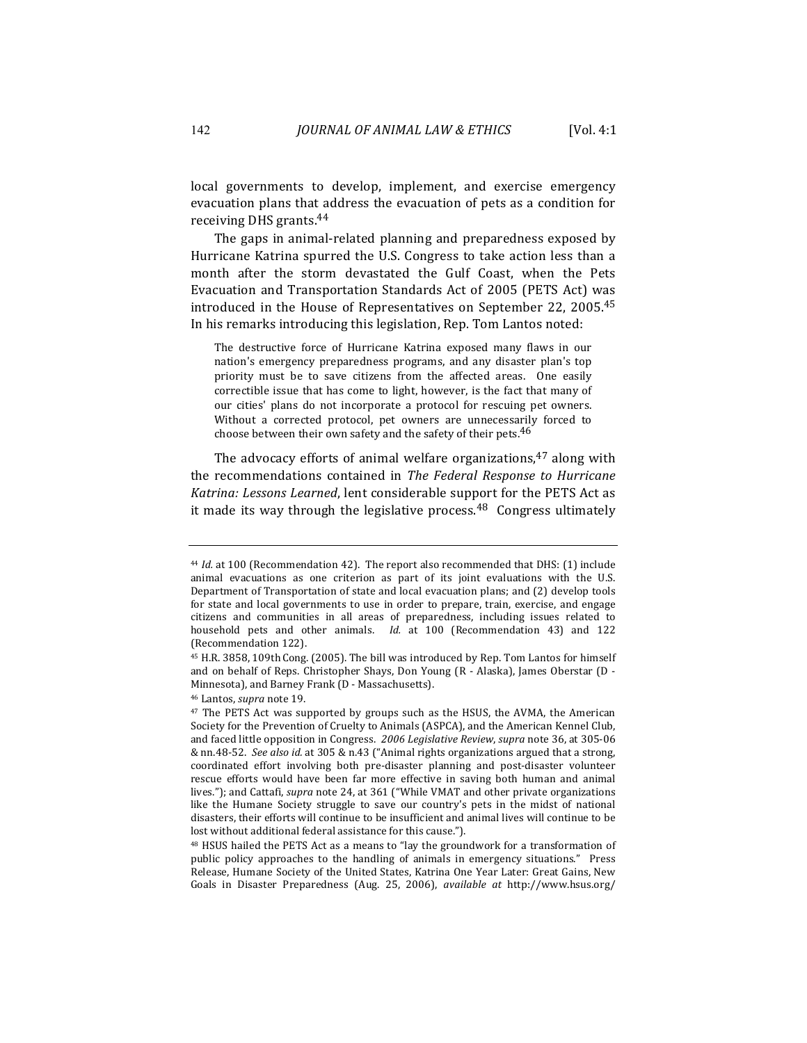local governments to develop, implement, and exercise emergency evacuation plans that address the evacuation of pets as a condition for receiving DHS grants.[44]

The gaps in animal-related planning and preparedness exposed by Hurricane Katrina spurred the U.S. Congress to take action less than a month after the storm devastated the Gulf Coast, when the Pets Evacuation and Transportation Standards Act of 2005 (PETS Act) was introduced in the House of Representatives on September 22, 2005.[45] In his remarks introducing this legislation, Rep. Tom Lantos noted:

> The destructive force of Hurricane Katrina exposed many flaws in our nation's emergency preparedness programs, and any disaster plan's top priority must be to save citizens from the affected areas. One easily correctible issue that has come to light, however, is the fact that many of our cities' plans do not incorporate a protocol for rescuing pet owners. Without a corrected protocol, pet owners are unnecessarily forced to choose between their own safety and the safety of their pets.[46]

The advocacy efforts of animal welfare organizations,[47] along with the recommendations contained in *The Federal Response to Hurricane Katrina: Lessons Learned*, lent considerable support for the PETS Act as it made its way through the legislative process.[48] Congress ultimately

---

[44] *Id.* at 100 (Recommendation 42). The report also recommended that DHS: (1) include animal evacuations as one criterion as part of its joint evaluations with the U.S. Department of Transportation of state and local evacuation plans; and (2) develop tools for state and local governments to use in order to prepare, train, exercise, and engage citizens and communities in all areas of preparedness, including issues related to household pets and other animals. *Id.* at 100 (Recommendation 43) and 122 (Recommendation 122).

[45] H.R. 3858, 109th Cong. (2005). The bill was introduced by Rep. Tom Lantos for himself and on behalf of Reps. Christopher Shays, Don Young (R - Alaska), James Oberstar (D - Minnesota), and Barney Frank (D - Massachusetts).

[46] Lantos, *supra* note 19.

[47] The PETS Act was supported by groups such as the HSUS, the AVMA, the American Society for the Prevention of Cruelty to Animals (ASPCA), and the American Kennel Club, and faced little opposition in Congress. *2006 Legislative Review*, *supra* note 36, at 305-06 & nn.48-52. *See also id.* at 305 & n.43 ("Animal rights organizations argued that a strong, coordinated effort involving both pre-disaster planning and post-disaster volunteer rescue efforts would have been far more effective in saving both human and animal lives."); and Cattafi, *supra* note 24, at 361 ("While VMAT and other private organizations like the Humane Society struggle to save our country's pets in the midst of national disasters, their efforts will continue to be insufficient and animal lives will continue to be lost without additional federal assistance for this cause.").

[48] HSUS hailed the PETS Act as a means to "lay the groundwork for a transformation of public policy approaches to the handling of animals in emergency situations." Press Release, Humane Society of the United States, Katrina One Year Later: Great Gains, New Goals in Disaster Preparedness (Aug. 25, 2006), *available at* http://www.hsus.org/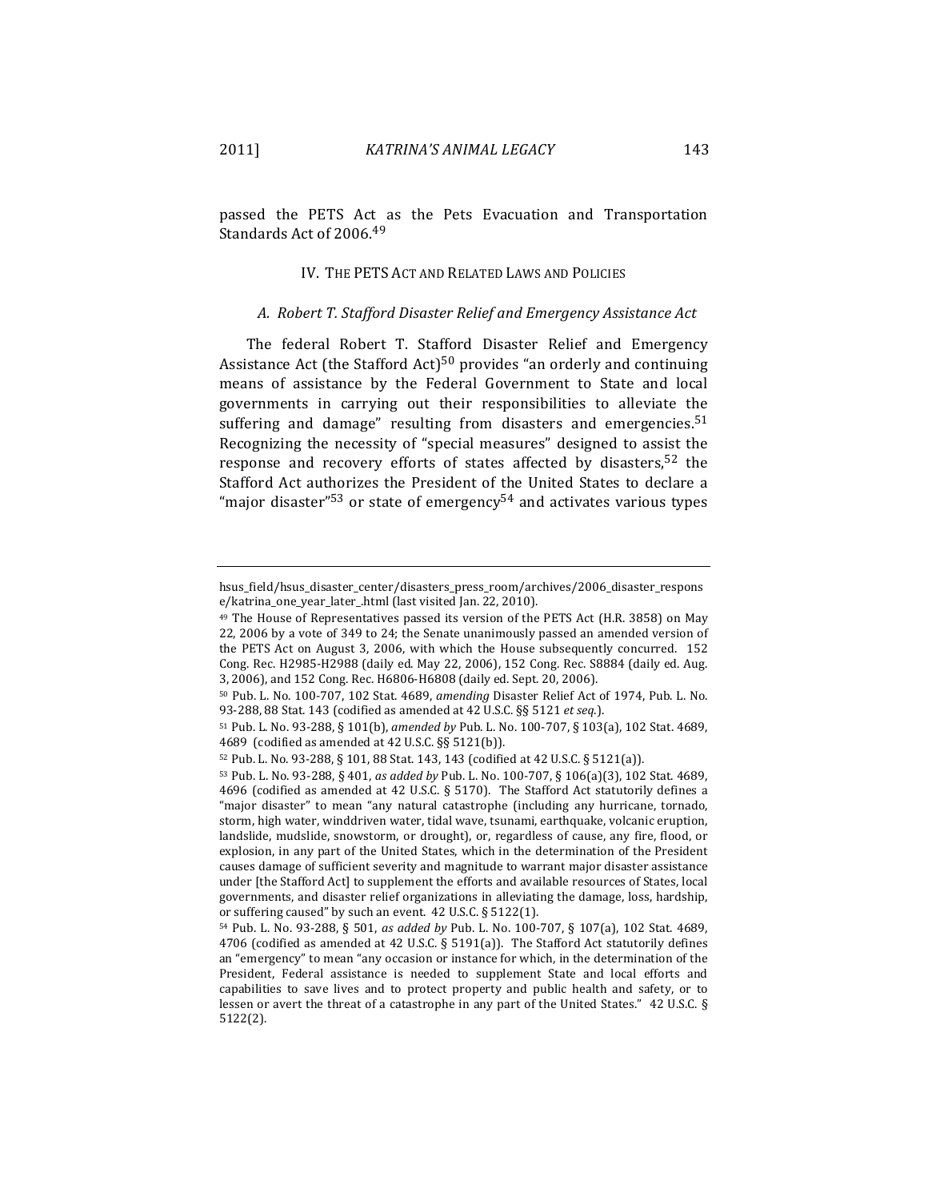passed the PETS Act as the Pets Evacuation and Transportation Standards Act of 2006.[49]

## IV. THE PETS ACT AND RELATED LAWS AND POLICIES

### *A. Robert T. Stafford Disaster Relief and Emergency Assistance Act*

The federal Robert T. Stafford Disaster Relief and Emergency Assistance Act (the Stafford Act)[50] provides "an orderly and continuing means of assistance by the Federal Government to State and local governments in carrying out their responsibilities to alleviate the suffering and damage" resulting from disasters and emergencies.[51] Recognizing the necessity of "special measures" designed to assist the response and recovery efforts of states affected by disasters,[52] the Stafford Act authorizes the President of the United States to declare a "major disaster"[53] or state of emergency[54] and activates various types

---

hsus_field/hsus_disaster_center/disasters_press_room/archives/2006_disaster_response/katrina_one_year_later_.html (last visited Jan. 22, 2010).

[49] The House of Representatives passed its version of the PETS Act (H.R. 3858) on May 22, 2006 by a vote of 349 to 24; the Senate unanimously passed an amended version of the PETS Act on August 3, 2006, with which the House subsequently concurred. 152 Cong. Rec. H2985-H2988 (daily ed. May 22, 2006), 152 Cong. Rec. S8884 (daily ed. Aug. 3, 2006), and 152 Cong. Rec. H6806-H6808 (daily ed. Sept. 20, 2006).

[50] Pub. L. No. 100-707, 102 Stat. 4689, *amending* Disaster Relief Act of 1974, Pub. L. No. 93-288, 88 Stat. 143 (codified as amended at 42 U.S.C. §§ 5121 *et seq.*).

[51] Pub. L. No. 93-288, § 101(b), *amended by* Pub. L. No. 100-707, § 103(a), 102 Stat. 4689, 4689 (codified as amended at 42 U.S.C. §§ 5121(b)).

[52] Pub. L. No. 93-288, § 101, 88 Stat. 143, 143 (codified at 42 U.S.C. § 5121(a)).

[53] Pub. L. No. 93-288, § 401, *as added by* Pub. L. No. 100-707, § 106(a)(3), 102 Stat. 4689, 4696 (codified as amended at 42 U.S.C. § 5170). The Stafford Act statutorily defines a "major disaster" to mean "any natural catastrophe (including any hurricane, tornado, storm, high water, winddriven water, tidal wave, tsunami, earthquake, volcanic eruption, landslide, mudslide, snowstorm, or drought), or, regardless of cause, any fire, flood, or explosion, in any part of the United States, which in the determination of the President causes damage of sufficient severity and magnitude to warrant major disaster assistance under [the Stafford Act] to supplement the efforts and available resources of States, local governments, and disaster relief organizations in alleviating the damage, loss, hardship, or suffering caused" by such an event. 42 U.S.C. § 5122(1).

[54] Pub. L. No. 93-288, § 501, *as added by* Pub. L. No. 100-707, § 107(a), 102 Stat. 4689, 4706 (codified as amended at 42 U.S.C. § 5191(a)). The Stafford Act statutorily defines an "emergency" to mean "any occasion or instance for which, in the determination of the President, Federal assistance is needed to supplement State and local efforts and capabilities to save lives and to protect property and public health and safety, or to lessen or avert the threat of a catastrophe in any part of the United States." 42 U.S.C. § 5122(2).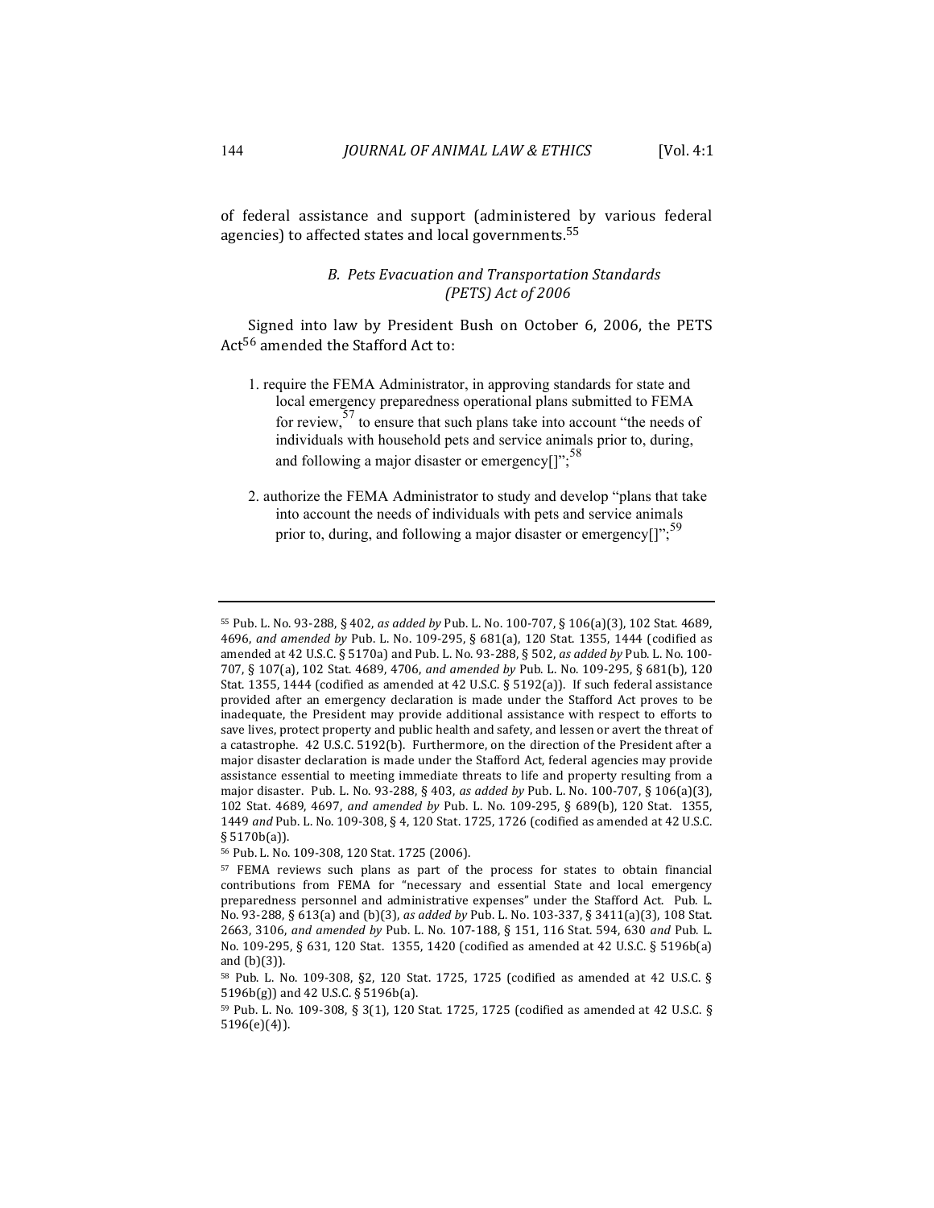of federal assistance and support (administered by various federal agencies) to affected states and local governments.[55]

### *B. Pets Evacuation and Transportation Standards (PETS) Act of 2006*

Signed into law by President Bush on October 6, 2006, the PETS Act[56] amended the Stafford Act to:

1. require the FEMA Administrator, in approving standards for state and local emergency preparedness operational plans submitted to FEMA for review,[57] to ensure that such plans take into account "the needs of individuals with household pets and service animals prior to, during, and following a major disaster or emergency[]";[58]

2. authorize the FEMA Administrator to study and develop "plans that take into account the needs of individuals with pets and service animals prior to, during, and following a major disaster or emergency[]";[59]

---

[55] Pub. L. No. 93-288, § 402, *as added by* Pub. L. No. 100-707, § 106(a)(3), 102 Stat. 4689, 4696, *and amended by* Pub. L. No. 109-295, § 681(a), 120 Stat. 1355, 1444 (codified as amended at 42 U.S.C. § 5170a) and Pub. L. No. 93-288, § 502, *as added by* Pub. L. No. 100-707, § 107(a), 102 Stat. 4689, 4706, *and amended by* Pub. L. No. 109-295, § 681(b), 120 Stat. 1355, 1444 (codified as amended at 42 U.S.C. § 5192(a)). If such federal assistance provided after an emergency declaration is made under the Stafford Act proves to be inadequate, the President may provide additional assistance with respect to efforts to save lives, protect property and public health and safety, and lessen or avert the threat of a catastrophe. 42 U.S.C. 5192(b). Furthermore, on the direction of the President after a major disaster declaration is made under the Stafford Act, federal agencies may provide assistance essential to meeting immediate threats to life and property resulting from a major disaster. Pub. L. No. 93-288, § 403, *as added by* Pub. L. No. 100-707, § 106(a)(3), 102 Stat. 4689, 4697, *and amended by* Pub. L. No. 109-295, § 689(b), 120 Stat. 1355, 1449 *and* Pub. L. No. 109-308, § 4, 120 Stat. 1725, 1726 (codified as amended at 42 U.S.C. § 5170b(a)).

[56] Pub. L. No. 109-308, 120 Stat. 1725 (2006).

[57] FEMA reviews such plans as part of the process for states to obtain financial contributions from FEMA for "necessary and essential State and local emergency preparedness personnel and administrative expenses" under the Stafford Act. Pub. L. No. 93-288, § 613(a) and (b)(3), *as added by* Pub. L. No. 103-337, § 3411(a)(3), 108 Stat. 2663, 3106, *and amended by* Pub. L. No. 107-188, § 151, 116 Stat. 594, 630 *and* Pub. L. No. 109-295, § 631, 120 Stat. 1355, 1420 (codified as amended at 42 U.S.C. § 5196b(a) and (b)(3)).

[58] Pub. L. No. 109-308, §2, 120 Stat. 1725, 1725 (codified as amended at 42 U.S.C. § 5196b(g)) and 42 U.S.C. § 5196b(a).

[59] Pub. L. No. 109-308, § 3(1), 120 Stat. 1725, 1725 (codified as amended at 42 U.S.C. § 5196(e)(4)).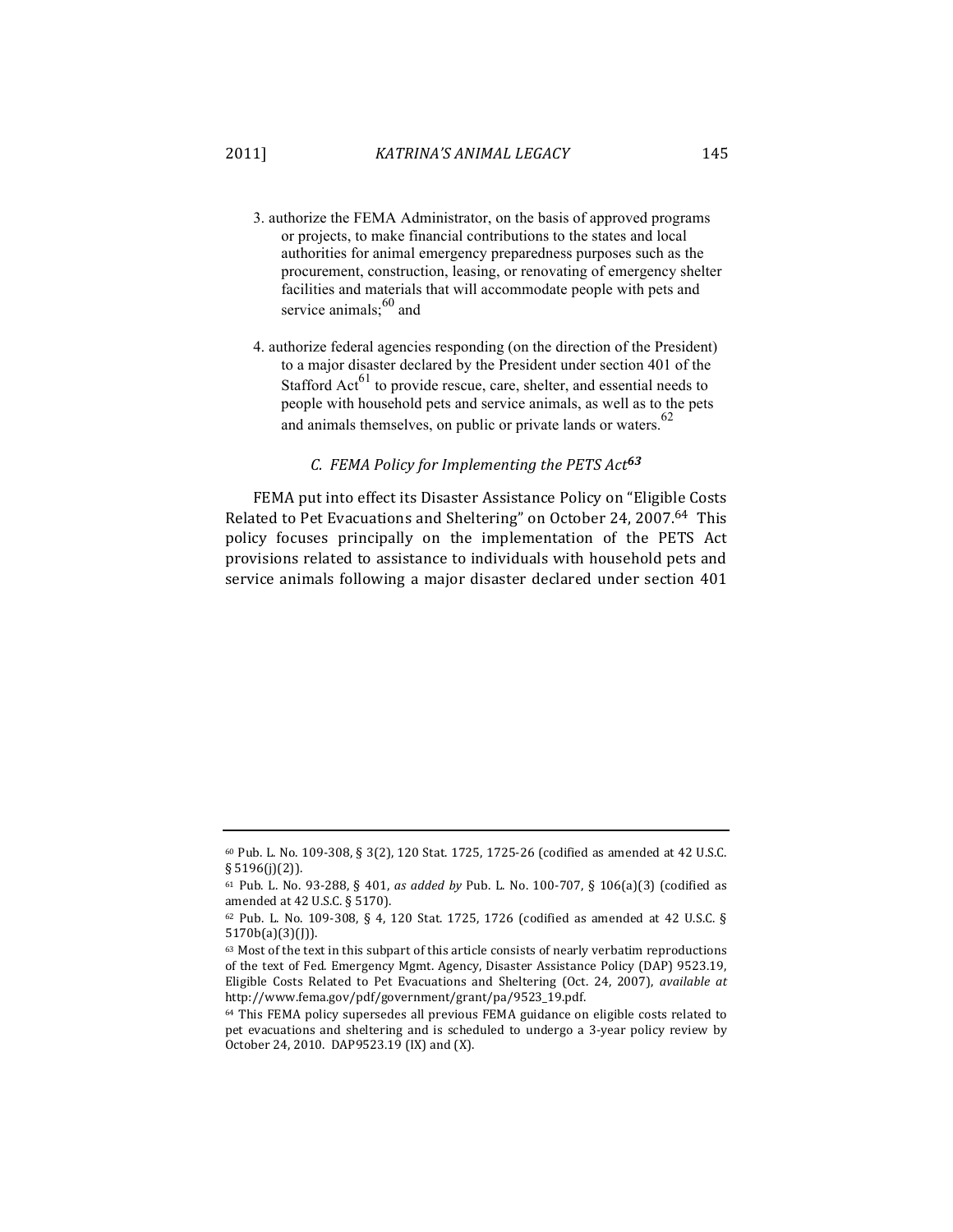3. authorize the FEMA Administrator, on the basis of approved programs or projects, to make financial contributions to the states and local authorities for animal emergency preparedness purposes such as the procurement, construction, leasing, or renovating of emergency shelter facilities and materials that will accommodate people with pets and service animals;[60] and

4. authorize federal agencies responding (on the direction of the President) to a major disaster declared by the President under section 401 of the Stafford Act[61] to provide rescue, care, shelter, and essential needs to people with household pets and service animals, as well as to the pets and animals themselves, on public or private lands or waters.[62]

### *C. FEMA Policy for Implementing the PETS Act*[63]

FEMA put into effect its Disaster Assistance Policy on "Eligible Costs Related to Pet Evacuations and Sheltering" on October 24, 2007.[64] This policy focuses principally on the implementation of the PETS Act provisions related to assistance to individuals with household pets and service animals following a major disaster declared under section 401

---

[60] Pub. L. No. 109-308, § 3(2), 120 Stat. 1725, 1725-26 (codified as amended at 42 U.S.C. § 5196(j)(2)).

[61] Pub. L. No. 93-288, § 401, *as added by* Pub. L. No. 100-707, § 106(a)(3) (codified as amended at 42 U.S.C. § 5170).

[62] Pub. L. No. 109-308, § 4, 120 Stat. 1725, 1726 (codified as amended at 42 U.S.C. § 5170b(a)(3)(J)).

[63] Most of the text in this subpart of this article consists of nearly verbatim reproductions of the text of Fed. Emergency Mgmt. Agency, Disaster Assistance Policy (DAP) 9523.19, Eligible Costs Related to Pet Evacuations and Sheltering (Oct. 24, 2007), *available at* http://www.fema.gov/pdf/government/grant/pa/9523_19.pdf.

[64] This FEMA policy supersedes all previous FEMA guidance on eligible costs related to pet evacuations and sheltering and is scheduled to undergo a 3-year policy review by October 24, 2010. DAP9523.19 (IX) and (X).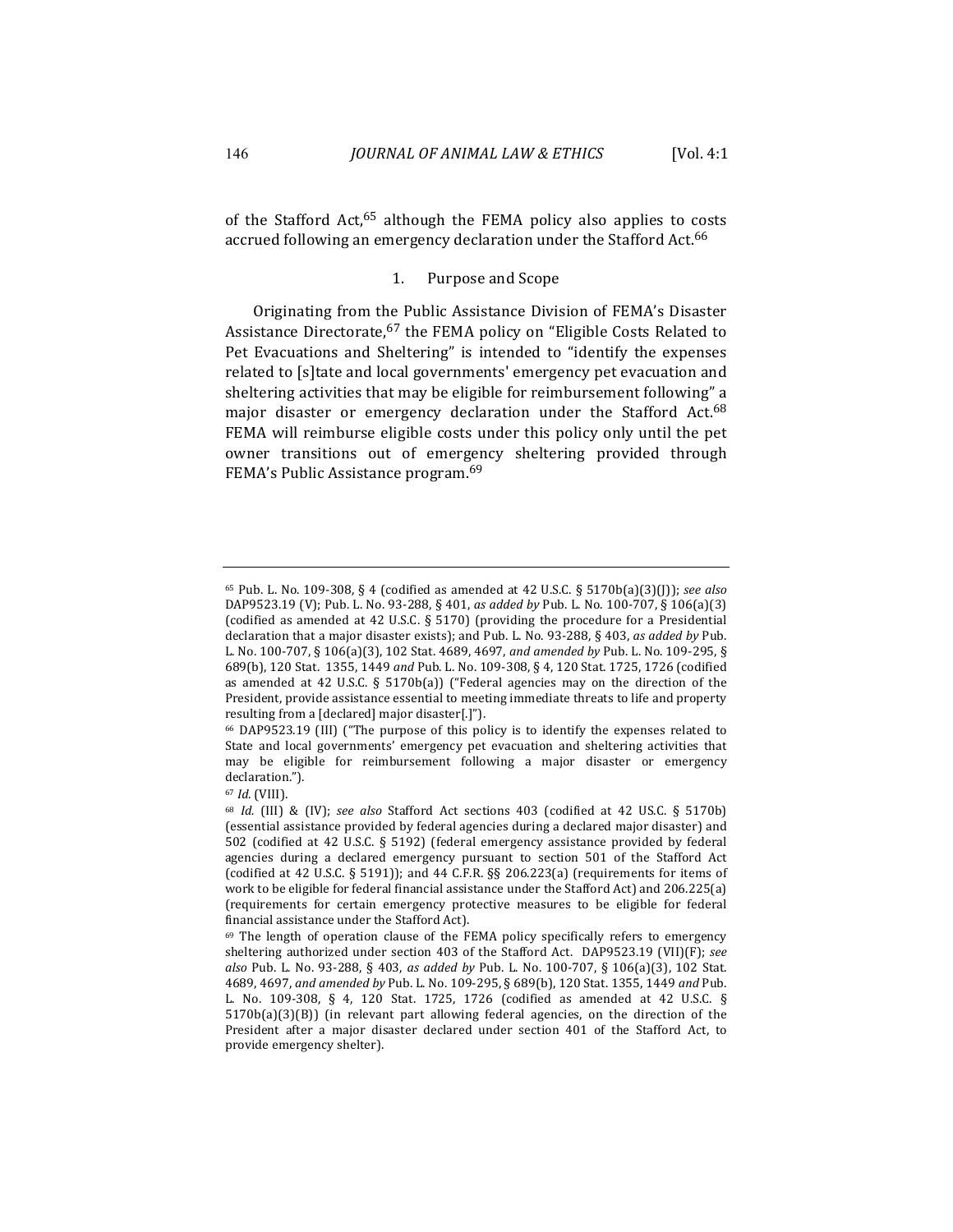of the Stafford Act,[65] although the FEMA policy also applies to costs accrued following an emergency declaration under the Stafford Act.[66]

### 1. Purpose and Scope

Originating from the Public Assistance Division of FEMA's Disaster Assistance Directorate,[67] the FEMA policy on "Eligible Costs Related to Pet Evacuations and Sheltering" is intended to "identify the expenses related to [s]tate and local governments' emergency pet evacuation and sheltering activities that may be eligible for reimbursement following" a major disaster or emergency declaration under the Stafford Act.[68] FEMA will reimburse eligible costs under this policy only until the pet owner transitions out of emergency sheltering provided through FEMA's Public Assistance program.[69]

---

[65] Pub. L. No. 109-308, § 4 (codified as amended at 42 U.S.C. § 5170b(a)(3)(J)); *see also* DAP9523.19 (V); Pub. L. No. 93-288, § 401, *as added by* Pub. L. No. 100-707, § 106(a)(3) (codified as amended at 42 U.S.C. § 5170) (providing the procedure for a Presidential declaration that a major disaster exists); and Pub. L. No. 93-288, § 403, *as added by* Pub. L. No. 100-707, § 106(a)(3), 102 Stat. 4689, 4697, *and amended by* Pub. L. No. 109-295, § 689(b), 120 Stat. 1355, 1449 *and* Pub. L. No. 109-308, § 4, 120 Stat. 1725, 1726 (codified as amended at 42 U.S.C. § 5170b(a)) ("Federal agencies may on the direction of the President, provide assistance essential to meeting immediate threats to life and property resulting from a [declared] major disaster[.]").

[66] DAP9523.19 (III) ("The purpose of this policy is to identify the expenses related to State and local governments' emergency pet evacuation and sheltering activities that may be eligible for reimbursement following a major disaster or emergency declaration.").

[67] *Id.* (VIII).

[68] *Id.* (III) & (IV); *see also* Stafford Act sections 403 (codified at 42 U.S.C. § 5170b) (essential assistance provided by federal agencies during a declared major disaster) and 502 (codified at 42 U.S.C. § 5192) (federal emergency assistance provided by federal agencies during a declared emergency pursuant to section 501 of the Stafford Act (codified at 42 U.S.C. § 5191)); and 44 C.F.R. §§ 206.223(a) (requirements for items of work to be eligible for federal financial assistance under the Stafford Act) and 206.225(a) (requirements for certain emergency protective measures to be eligible for federal financial assistance under the Stafford Act).

[69] The length of operation clause of the FEMA policy specifically refers to emergency sheltering authorized under section 403 of the Stafford Act. DAP9523.19 (VII)(F); *see also* Pub. L. No. 93-288, § 403, *as added by* Pub. L. No. 100-707, § 106(a)(3), 102 Stat. 4689, 4697, *and amended by* Pub. L. No. 109-295, § 689(b), 120 Stat. 1355, 1449 *and* Pub. L. No. 109-308, § 4, 120 Stat. 1725, 1726 (codified as amended at 42 U.S.C. § 5170b(a)(3)(B)) (in relevant part allowing federal agencies, on the direction of the President after a major disaster declared under section 401 of the Stafford Act, to provide emergency shelter).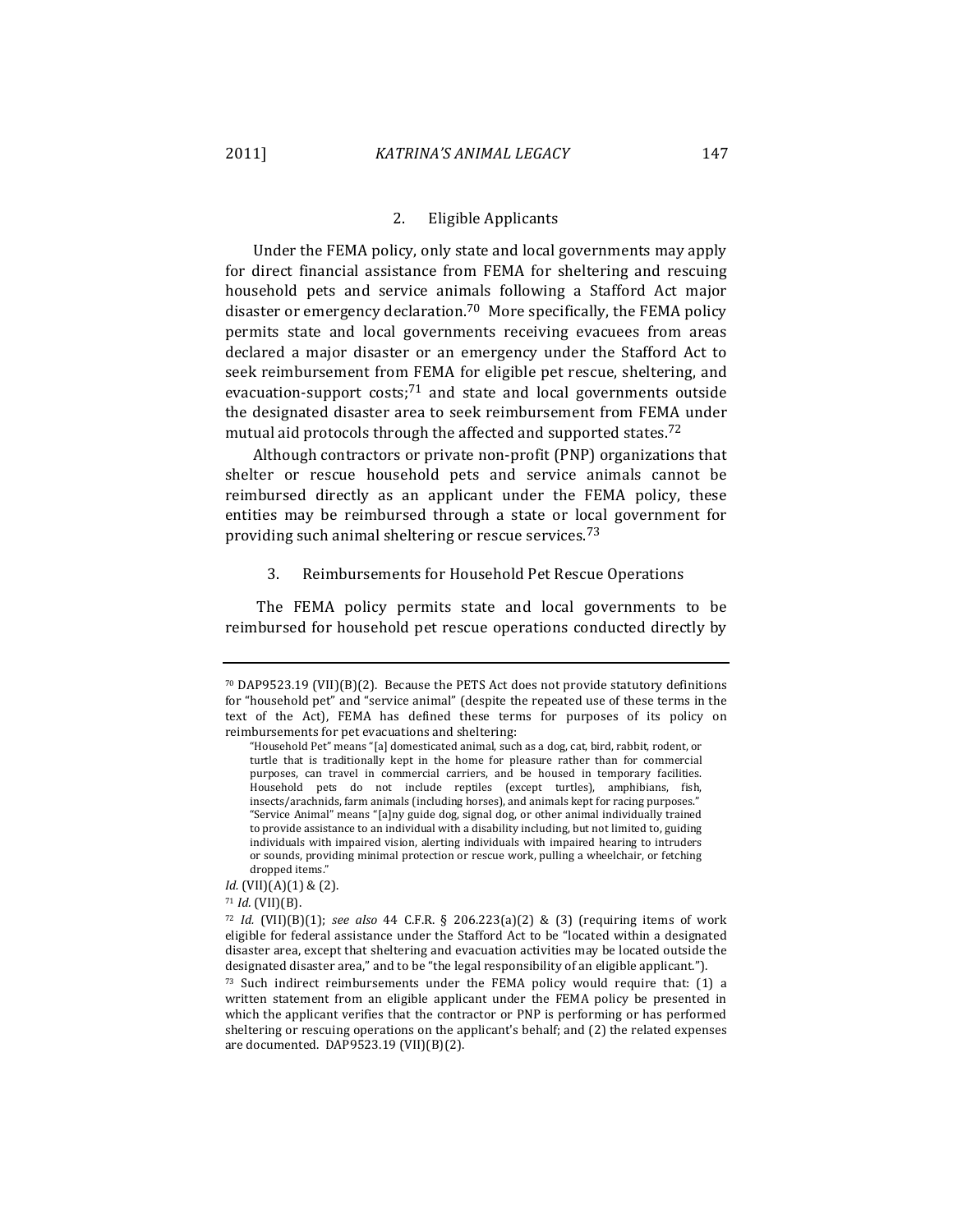### 2. Eligible Applicants

Under the FEMA policy, only state and local governments may apply for direct financial assistance from FEMA for sheltering and rescuing household pets and service animals following a Stafford Act major disaster or emergency declaration.[70] More specifically, the FEMA policy permits state and local governments receiving evacuees from areas declared a major disaster or an emergency under the Stafford Act to seek reimbursement from FEMA for eligible pet rescue, sheltering, and evacuation-support costs;[71] and state and local governments outside the designated disaster area to seek reimbursement from FEMA under mutual aid protocols through the affected and supported states.[72]

Although contractors or private non-profit (PNP) organizations that shelter or rescue household pets and service animals cannot be reimbursed directly as an applicant under the FEMA policy, these entities may be reimbursed through a state or local government for providing such animal sheltering or rescue services.[73]

### 3. Reimbursements for Household Pet Rescue Operations

The FEMA policy permits state and local governments to be reimbursed for household pet rescue operations conducted directly by

---

[70] DAP9523.19 (VII)(B)(2). Because the PETS Act does not provide statutory definitions for "household pet" and "service animal" (despite the repeated use of these terms in the text of the Act), FEMA has defined these terms for purposes of its policy on reimbursements for pet evacuations and sheltering:

> "Household Pet" means "[a] domesticated animal, such as a dog, cat, bird, rabbit, rodent, or turtle that is traditionally kept in the home for pleasure rather than for commercial purposes, can travel in commercial carriers, and be housed in temporary facilities. Household pets do not include reptiles (except turtles), amphibians, fish, insects/arachnids, farm animals (including horses), and animals kept for racing purposes."
>
> "Service Animal" means "[a]ny guide dog, signal dog, or other animal individually trained to provide assistance to an individual with a disability including, but not limited to, guiding individuals with impaired vision, alerting individuals with impaired hearing to intruders or sounds, providing minimal protection or rescue work, pulling a wheelchair, or fetching dropped items."

*Id.* (VII)(A)(1) & (2).

[71] *Id.* (VII)(B).

[72] *Id.* (VII)(B)(1); *see also* 44 C.F.R. § 206.223(a)(2) & (3) (requiring items of work eligible for federal assistance under the Stafford Act to be "located within a designated disaster area, except that sheltering and evacuation activities may be located outside the designated disaster area," and to be "the legal responsibility of an eligible applicant.").

[73] Such indirect reimbursements under the FEMA policy would require that: (1) a written statement from an eligible applicant under the FEMA policy be presented in which the applicant verifies that the contractor or PNP is performing or has performed sheltering or rescuing operations on the applicant's behalf; and (2) the related expenses are documented. DAP9523.19 (VII)(B)(2).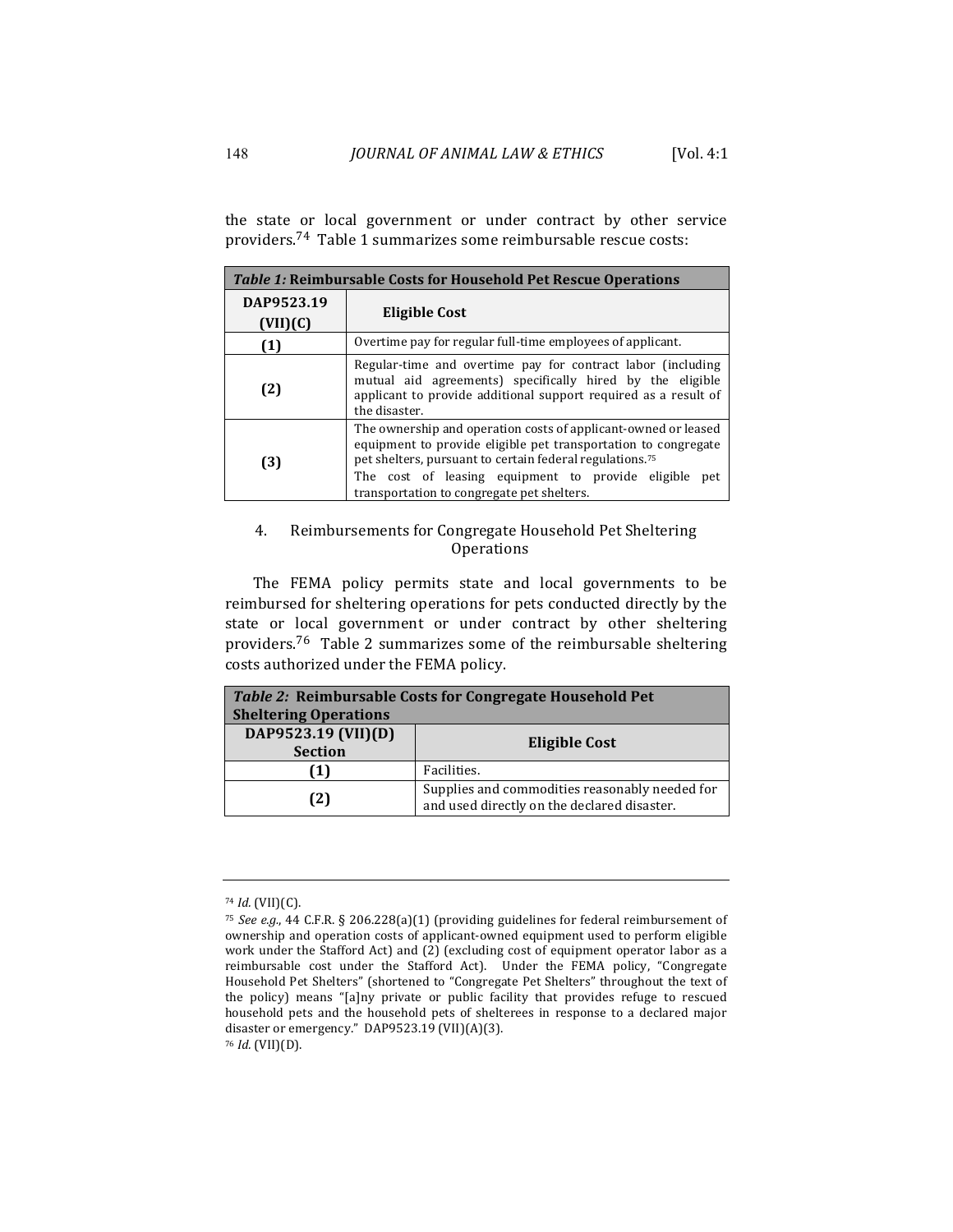the state or local government or under contract by other service providers.[74] Table 1 summarizes some reimbursable rescue costs:

| ***Table 1:* Reimbursable Costs for Household Pet Rescue Operations** | |
|---|---|
| **DAP9523.19 (VII)(C)** | **Eligible Cost** |
| **(1)** | Overtime pay for regular full-time employees of applicant. |
| **(2)** | Regular-time and overtime pay for contract labor (including mutual aid agreements) specifically hired by the eligible applicant to provide additional support required as a result of the disaster. |
| **(3)** | The ownership and operation costs of applicant-owned or leased equipment to provide eligible pet transportation to congregate pet shelters, pursuant to certain federal regulations.[75]<br>The cost of leasing equipment to provide eligible pet transportation to congregate pet shelters. |

4. Reimbursements for Congregate Household Pet Sheltering Operations

The FEMA policy permits state and local governments to be reimbursed for sheltering operations for pets conducted directly by the state or local government or under contract by other sheltering providers.[76] Table 2 summarizes some of the reimbursable sheltering costs authorized under the FEMA policy.

| ***Table 2:* Reimbursable Costs for Congregate Household Pet Sheltering Operations** | |
|---|---|
| **DAP9523.19 (VII)(D) Section** | **Eligible Cost** |
| **(1)** | Facilities. |
| **(2)** | Supplies and commodities reasonably needed for and used directly on the declared disaster. |

---

[74] *Id.* (VII)(C).

[75] *See e.g.*, 44 C.F.R. § 206.228(a)(1) (providing guidelines for federal reimbursement of ownership and operation costs of applicant-owned equipment used to perform eligible work under the Stafford Act) and (2) (excluding cost of equipment operator labor as a reimbursable cost under the Stafford Act). Under the FEMA policy, "Congregate Household Pet Shelters" (shortened to "Congregate Pet Shelters" throughout the text of the policy) means "[a]ny private or public facility that provides refuge to rescued household pets and the household pets of shelterees in response to a declared major disaster or emergency." DAP9523.19 (VII)(A)(3).

[76] *Id.* (VII)(D).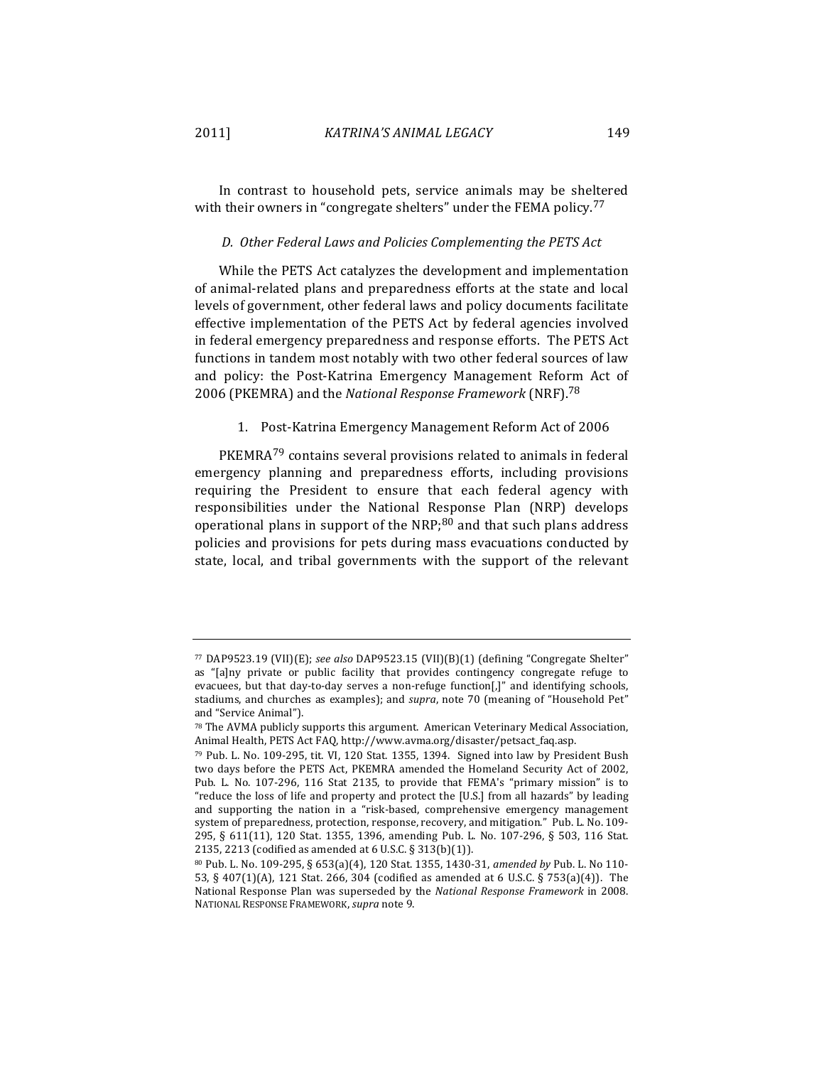In contrast to household pets, service animals may be sheltered with their owners in "congregate shelters" under the FEMA policy.[77]

### *D. Other Federal Laws and Policies Complementing the PETS Act*

While the PETS Act catalyzes the development and implementation of animal-related plans and preparedness efforts at the state and local levels of government, other federal laws and policy documents facilitate effective implementation of the PETS Act by federal agencies involved in federal emergency preparedness and response efforts. The PETS Act functions in tandem most notably with two other federal sources of law and policy: the Post-Katrina Emergency Management Reform Act of 2006 (PKEMRA) and the *National Response Framework* (NRF).[78]

#### 1. Post-Katrina Emergency Management Reform Act of 2006

PKEMRA[79] contains several provisions related to animals in federal emergency planning and preparedness efforts, including provisions requiring the President to ensure that each federal agency with responsibilities under the National Response Plan (NRP) develops operational plans in support of the NRP;[80] and that such plans address policies and provisions for pets during mass evacuations conducted by state, local, and tribal governments with the support of the relevant

---

[77] DAP9523.19 (VII)(E); *see also* DAP9523.15 (VII)(B)(1) (defining "Congregate Shelter" as "[a]ny private or public facility that provides contingency congregate refuge to evacuees, but that day-to-day serves a non-refuge function[,]" and identifying schools, stadiums, and churches as examples); and *supra*, note 70 (meaning of "Household Pet" and "Service Animal").

[78] The AVMA publicly supports this argument. American Veterinary Medical Association, Animal Health, PETS Act FAQ, http://www.avma.org/disaster/petsact_faq.asp.

[79] Pub. L. No. 109-295, tit. VI, 120 Stat. 1355, 1394. Signed into law by President Bush two days before the PETS Act, PKEMRA amended the Homeland Security Act of 2002, Pub. L. No. 107-296, 116 Stat 2135, to provide that FEMA's "primary mission" is to "reduce the loss of life and property and protect the [U.S.] from all hazards" by leading and supporting the nation in a "risk-based, comprehensive emergency management system of preparedness, protection, response, recovery, and mitigation." Pub. L. No. 109-295, § 611(11), 120 Stat. 1355, 1396, amending Pub. L. No. 107-296, § 503, 116 Stat. 2135, 2213 (codified as amended at 6 U.S.C. § 313(b)(1)).

[80] Pub. L. No. 109-295, § 653(a)(4), 120 Stat. 1355, 1430-31, *amended by* Pub. L. No 110-53, § 407(1)(A), 121 Stat. 266, 304 (codified as amended at 6 U.S.C. § 753(a)(4)). The National Response Plan was superseded by the *National Response Framework* in 2008. NATIONAL RESPONSE FRAMEWORK, *supra* note 9.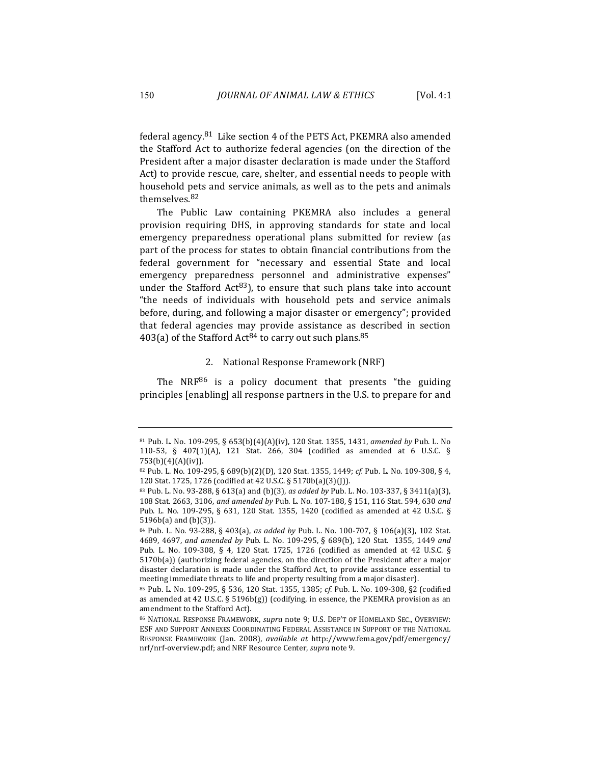federal agency.[81] Like section 4 of the PETS Act, PKEMRA also amended the Stafford Act to authorize federal agencies (on the direction of the President after a major disaster declaration is made under the Stafford Act) to provide rescue, care, shelter, and essential needs to people with household pets and service animals, as well as to the pets and animals themselves.[82]

The Public Law containing PKEMRA also includes a general provision requiring DHS, in approving standards for state and local emergency preparedness operational plans submitted for review (as part of the process for states to obtain financial contributions from the federal government for "necessary and essential State and local emergency preparedness personnel and administrative expenses" under the Stafford Act[83]), to ensure that such plans take into account "the needs of individuals with household pets and service animals before, during, and following a major disaster or emergency"; provided that federal agencies may provide assistance as described in section 403(a) of the Stafford Act[84] to carry out such plans.[85]

### 2. National Response Framework (NRF)

The NRF[86] is a policy document that presents "the guiding principles [enabling] all response partners in the U.S. to prepare for and

---

[81] Pub. L. No. 109-295, § 653(b)(4)(A)(iv), 120 Stat. 1355, 1431, *amended by* Pub. L. No 110-53, § 407(1)(A), 121 Stat. 266, 304 (codified as amended at 6 U.S.C. § 753(b)(4)(A)(iv)).

[82] Pub. L. No. 109-295, § 689(b)(2)(D), 120 Stat. 1355, 1449; *cf.* Pub. L. No. 109-308, § 4, 120 Stat. 1725, 1726 (codified at 42 U.S.C. § 5170b(a)(3)(J)).

[83] Pub. L. No. 93-288, § 613(a) and (b)(3), *as added by* Pub. L. No. 103-337, § 3411(a)(3), 108 Stat. 2663, 3106, *and amended by* Pub. L. No. 107-188, § 151, 116 Stat. 594, 630 *and* Pub. L. No. 109-295, § 631, 120 Stat. 1355, 1420 (codified as amended at 42 U.S.C. § 5196b(a) and (b)(3)).

[84] Pub. L. No. 93-288, § 403(a), *as added by* Pub. L. No. 100-707, § 106(a)(3), 102 Stat. 4689, 4697, *and amended by* Pub. L. No. 109-295, § 689(b), 120 Stat. 1355, 1449 *and* Pub. L. No. 109-308, § 4, 120 Stat. 1725, 1726 (codified as amended at 42 U.S.C. § 5170b(a)) (authorizing federal agencies, on the direction of the President after a major disaster declaration is made under the Stafford Act, to provide assistance essential to meeting immediate threats to life and property resulting from a major disaster).

[85] Pub. L. No. 109-295, § 536, 120 Stat. 1355, 1385; *cf.* Pub. L. No. 109-308, §2 (codified as amended at 42 U.S.C. § 5196b(g)) (codifying, in essence, the PKEMRA provision as an amendment to the Stafford Act).

[86] NATIONAL RESPONSE FRAMEWORK, *supra* note 9; U.S. DEP'T OF HOMELAND SEC., OVERVIEW: ESF AND SUPPORT ANNEXES COORDINATING FEDERAL ASSISTANCE IN SUPPORT OF THE NATIONAL RESPONSE FRAMEWORK (Jan. 2008), *available at* http://www.fema.gov/pdf/emergency/nrf/nrf-overview.pdf; and NRF Resource Center, *supra* note 9.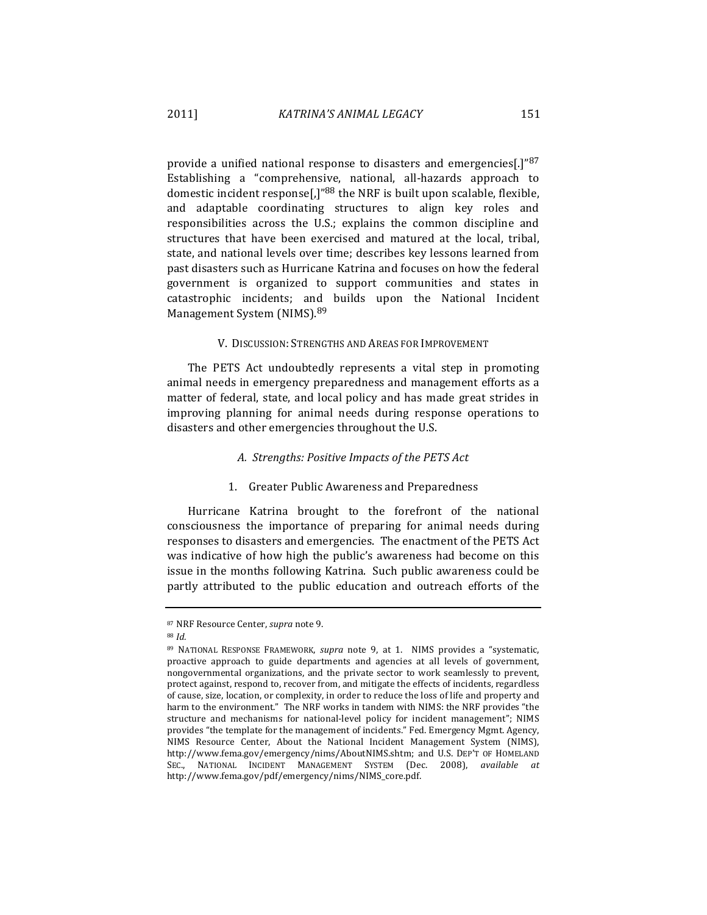provide a unified national response to disasters and emergencies[.]"[87] Establishing a "comprehensive, national, all-hazards approach to domestic incident response[,]"[88] the NRF is built upon scalable, flexible, and adaptable coordinating structures to align key roles and responsibilities across the U.S.; explains the common discipline and structures that have been exercised and matured at the local, tribal, state, and national levels over time; describes key lessons learned from past disasters such as Hurricane Katrina and focuses on how the federal government is organized to support communities and states in catastrophic incidents; and builds upon the National Incident Management System (NIMS).[89]

## V. Discussion: Strengths and Areas for Improvement

The PETS Act undoubtedly represents a vital step in promoting animal needs in emergency preparedness and management efforts as a matter of federal, state, and local policy and has made great strides in improving planning for animal needs during response operations to disasters and other emergencies throughout the U.S.

### *A. Strengths: Positive Impacts of the PETS Act*

#### 1. Greater Public Awareness and Preparedness

Hurricane Katrina brought to the forefront of the national consciousness the importance of preparing for animal needs during responses to disasters and emergencies. The enactment of the PETS Act was indicative of how high the public's awareness had become on this issue in the months following Katrina. Such public awareness could be partly attributed to the public education and outreach efforts of the

---

[87] NRF Resource Center, *supra* note 9.

[88] *Id.*

[89] National Response Framework, *supra* note 9, at 1. NIMS provides a "systematic, proactive approach to guide departments and agencies at all levels of government, nongovernmental organizations, and the private sector to work seamlessly to prevent, protect against, respond to, recover from, and mitigate the effects of incidents, regardless of cause, size, location, or complexity, in order to reduce the loss of life and property and harm to the environment." The NRF works in tandem with NIMS: the NRF provides "the structure and mechanisms for national-level policy for incident management"; NIMS provides "the template for the management of incidents." Fed. Emergency Mgmt. Agency, NIMS Resource Center, About the National Incident Management System (NIMS), http://www.fema.gov/emergency/nims/AboutNIMS.shtm; and U.S. Dep't of Homeland Sec., National Incident Management System (Dec. 2008), *available at* http://www.fema.gov/pdf/emergency/nims/NIMS_core.pdf.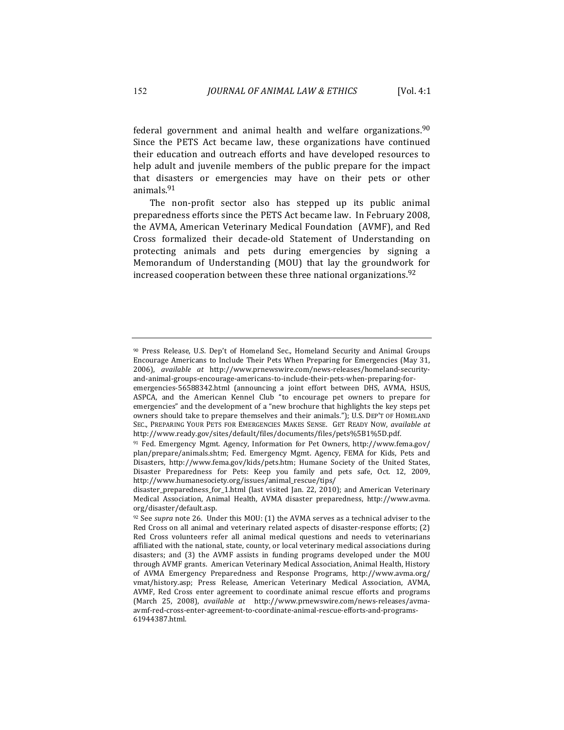federal government and animal health and welfare organizations.[90] Since the PETS Act became law, these organizations have continued their education and outreach efforts and have developed resources to help adult and juvenile members of the public prepare for the impact that disasters or emergencies may have on their pets or other animals.[91]

The non-profit sector also has stepped up its public animal preparedness efforts since the PETS Act became law. In February 2008, the AVMA, American Veterinary Medical Foundation (AVMF), and Red Cross formalized their decade-old Statement of Understanding on protecting animals and pets during emergencies by signing a Memorandum of Understanding (MOU) that lay the groundwork for increased cooperation between these three national organizations.[92]

---

[90] Press Release, U.S. Dep't of Homeland Sec., Homeland Security and Animal Groups Encourage Americans to Include Their Pets When Preparing for Emergencies (May 31, 2006), *available at* http://www.prnewswire.com/news-releases/homeland-security-and-animal-groups-encourage-americans-to-include-their-pets-when-preparing-for-emergencies-56588342.html (announcing a joint effort between DHS, AVMA, HSUS, ASPCA, and the American Kennel Club "to encourage pet owners to prepare for emergencies" and the development of a "new brochure that highlights the key steps pet owners should take to prepare themselves and their animals."); U.S. DEP'T OF HOMELAND SEC., PREPARING YOUR PETS FOR EMERGENCIES MAKES SENSE. GET READY NOW, *available at* http://www.ready.gov/sites/default/files/documents/files/pets%5B1%5D.pdf.

[91] Fed. Emergency Mgmt. Agency, Information for Pet Owners, http://www.fema.gov/plan/prepare/animals.shtm; Fed. Emergency Mgmt. Agency, FEMA for Kids, Pets and Disasters, http://www.fema.gov/kids/pets.htm; Humane Society of the United States, Disaster Preparedness for Pets: Keep you family and pets safe, Oct. 12, 2009, http://www.humanesociety.org/issues/animal_rescue/tips/disaster_preparedness_for_1.html (last visited Jan. 22, 2010); and American Veterinary Medical Association, Animal Health, AVMA disaster preparedness, http://www.avma.org/disaster/default.asp.

[92] See *supra* note 26. Under this MOU: (1) the AVMA serves as a technical adviser to the Red Cross on all animal and veterinary related aspects of disaster-response efforts; (2) Red Cross volunteers refer all animal medical questions and needs to veterinarians affiliated with the national, state, county, or local veterinary medical associations during disasters; and (3) the AVMF assists in funding programs developed under the MOU through AVMF grants. American Veterinary Medical Association, Animal Health, History of AVMA Emergency Preparedness and Response Programs, http://www.avma.org/vmat/history.asp; Press Release, American Veterinary Medical Association, AVMA, AVMF, Red Cross enter agreement to coordinate animal rescue efforts and programs (March 25, 2008), *available at* http://www.prnewswire.com/news-releases/avma-avmf-red-cross-enter-agreement-to-coordinate-animal-rescue-efforts-and-programs-61944387.html.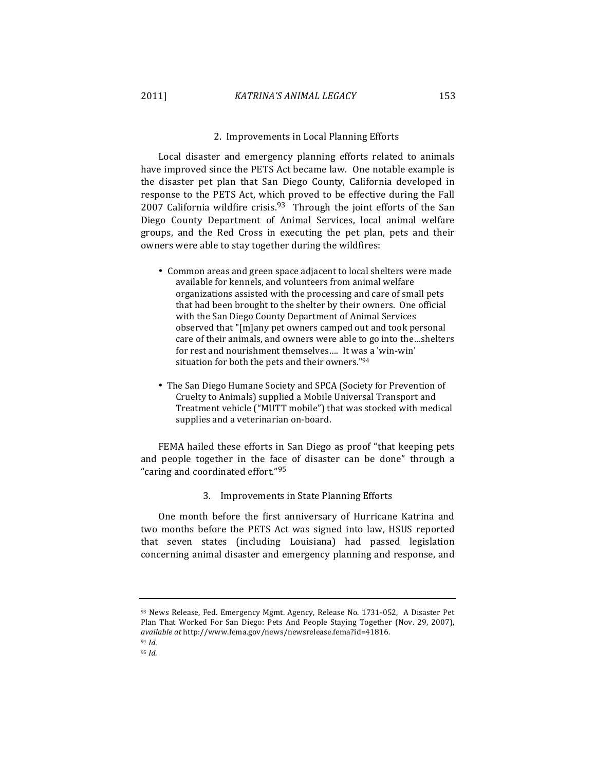### 2. Improvements in Local Planning Efforts

Local disaster and emergency planning efforts related to animals have improved since the PETS Act became law. One notable example is the disaster pet plan that San Diego County, California developed in response to the PETS Act, which proved to be effective during the Fall 2007 California wildfire crisis.[93] Through the joint efforts of the San Diego County Department of Animal Services, local animal welfare groups, and the Red Cross in executing the pet plan, pets and their owners were able to stay together during the wildfires:

- Common areas and green space adjacent to local shelters were made available for kennels, and volunteers from animal welfare organizations assisted with the processing and care of small pets that had been brought to the shelter by their owners. One official with the San Diego County Department of Animal Services observed that "[m]any pet owners camped out and took personal care of their animals, and owners were able to go into the…shelters for rest and nourishment themselves…. It was a 'win-win' situation for both the pets and their owners."[94]

- The San Diego Humane Society and SPCA (Society for Prevention of Cruelty to Animals) supplied a Mobile Universal Transport and Treatment vehicle ("MUTT mobile") that was stocked with medical supplies and a veterinarian on-board.

FEMA hailed these efforts in San Diego as proof "that keeping pets and people together in the face of disaster can be done" through a "caring and coordinated effort."[95]

### 3. Improvements in State Planning Efforts

One month before the first anniversary of Hurricane Katrina and two months before the PETS Act was signed into law, HSUS reported that seven states (including Louisiana) had passed legislation concerning animal disaster and emergency planning and response, and

---

[93] News Release, Fed. Emergency Mgmt. Agency, Release No. 1731-052, A Disaster Pet Plan That Worked For San Diego: Pets And People Staying Together (Nov. 29, 2007), *available at* http://www.fema.gov/news/newsrelease.fema?id=41816.

[94] *Id.*

[95] *Id.*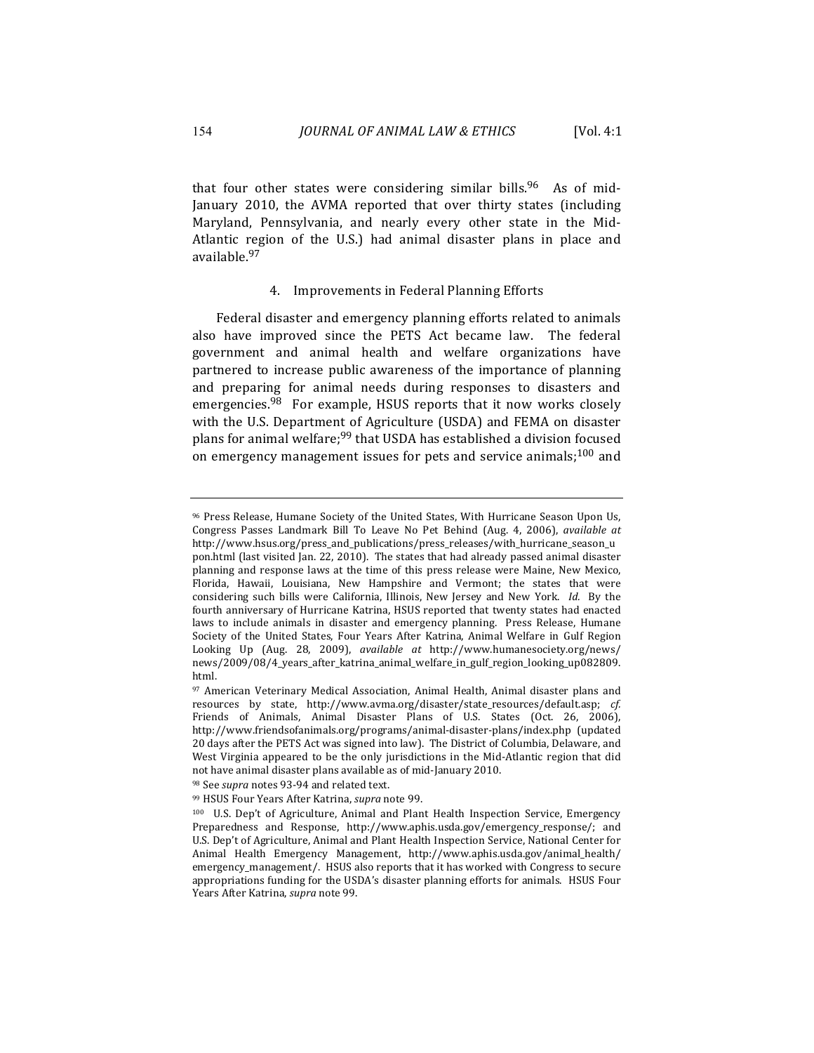that four other states were considering similar bills.[96] As of mid-January 2010, the AVMA reported that over thirty states (including Maryland, Pennsylvania, and nearly every other state in the Mid-Atlantic region of the U.S.) had animal disaster plans in place and available.[97]

### 4. Improvements in Federal Planning Efforts

Federal disaster and emergency planning efforts related to animals also have improved since the PETS Act became law. The federal government and animal health and welfare organizations have partnered to increase public awareness of the importance of planning and preparing for animal needs during responses to disasters and emergencies.[98] For example, HSUS reports that it now works closely with the U.S. Department of Agriculture (USDA) and FEMA on disaster plans for animal welfare;[99] that USDA has established a division focused on emergency management issues for pets and service animals;[100] and

---

[96] Press Release, Humane Society of the United States, With Hurricane Season Upon Us, Congress Passes Landmark Bill To Leave No Pet Behind (Aug. 4, 2006), *available at* http://www.hsus.org/press_and_publications/press_releases/with_hurricane_season_upon.html (last visited Jan. 22, 2010). The states that had already passed animal disaster planning and response laws at the time of this press release were Maine, New Mexico, Florida, Hawaii, Louisiana, New Hampshire and Vermont; the states that were considering such bills were California, Illinois, New Jersey and New York. *Id.* By the fourth anniversary of Hurricane Katrina, HSUS reported that twenty states had enacted laws to include animals in disaster and emergency planning. Press Release, Humane Society of the United States, Four Years After Katrina, Animal Welfare in Gulf Region Looking Up (Aug. 28, 2009), *available at* http://www.humanesociety.org/news/news/2009/08/4_years_after_katrina_animal_welfare_in_gulf_region_looking_up082809.html.

[97] American Veterinary Medical Association, Animal Health, Animal disaster plans and resources by state, http://www.avma.org/disaster/state_resources/default.asp; *cf.* Friends of Animals, Animal Disaster Plans of U.S. States (Oct. 26, 2006), http://www.friendsofanimals.org/programs/animal-disaster-plans/index.php (updated 20 days after the PETS Act was signed into law). The District of Columbia, Delaware, and West Virginia appeared to be the only jurisdictions in the Mid-Atlantic region that did not have animal disaster plans available as of mid-January 2010.

[98] See *supra* notes 93-94 and related text.

[99] HSUS Four Years After Katrina, *supra* note 99.

[100] U.S. Dep't of Agriculture, Animal and Plant Health Inspection Service, Emergency Preparedness and Response, http://www.aphis.usda.gov/emergency_response/; and U.S. Dep't of Agriculture, Animal and Plant Health Inspection Service, National Center for Animal Health Emergency Management, http://www.aphis.usda.gov/animal_health/emergency_management/. HSUS also reports that it has worked with Congress to secure appropriations funding for the USDA's disaster planning efforts for animals. HSUS Four Years After Katrina, *supra* note 99.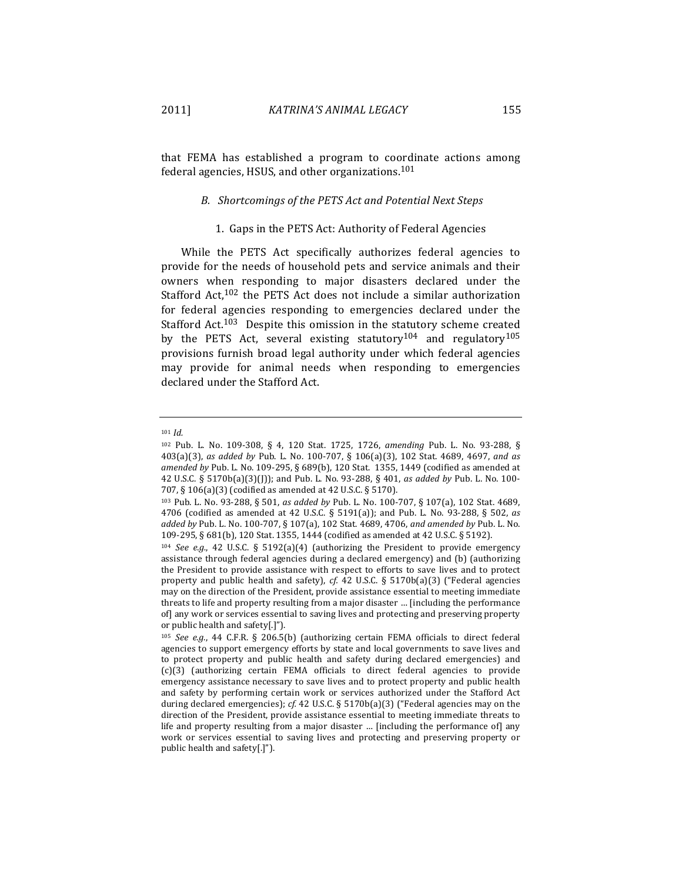that FEMA has established a program to coordinate actions among federal agencies, HSUS, and other organizations.[101]

### *B. Shortcomings of the PETS Act and Potential Next Steps*

#### 1. Gaps in the PETS Act: Authority of Federal Agencies

While the PETS Act specifically authorizes federal agencies to provide for the needs of household pets and service animals and their owners when responding to major disasters declared under the Stafford Act,[102] the PETS Act does not include a similar authorization for federal agencies responding to emergencies declared under the Stafford Act.[103] Despite this omission in the statutory scheme created by the PETS Act, several existing statutory[104] and regulatory[105] provisions furnish broad legal authority under which federal agencies may provide for animal needs when responding to emergencies declared under the Stafford Act.

---

[101] *Id.*

[102] Pub. L. No. 109-308, § 4, 120 Stat. 1725, 1726, *amending* Pub. L. No. 93-288, § 403(a)(3), *as added by* Pub. L. No. 100-707, § 106(a)(3), 102 Stat. 4689, 4697, *and as amended by* Pub. L. No. 109-295, § 689(b), 120 Stat. 1355, 1449 (codified as amended at 42 U.S.C. § 5170b(a)(3)(J)); and Pub. L. No. 93-288, § 401, *as added by* Pub. L. No. 100-707, § 106(a)(3) (codified as amended at 42 U.S.C. § 5170).

[103] Pub. L. No. 93-288, § 501, *as added by* Pub. L. No. 100-707, § 107(a), 102 Stat. 4689, 4706 (codified as amended at 42 U.S.C. § 5191(a)); and Pub. L. No. 93-288, § 502, *as added by* Pub. L. No. 100-707, § 107(a), 102 Stat. 4689, 4706, *and amended by* Pub. L. No. 109-295, § 681(b), 120 Stat. 1355, 1444 (codified as amended at 42 U.S.C. § 5192).

[104] *See e.g.*, 42 U.S.C. § 5192(a)(4) (authorizing the President to provide emergency assistance through federal agencies during a declared emergency) and (b) (authorizing the President to provide assistance with respect to efforts to save lives and to protect property and public health and safety), *cf.* 42 U.S.C. § 5170b(a)(3) ("Federal agencies may on the direction of the President, provide assistance essential to meeting immediate threats to life and property resulting from a major disaster … [including the performance of] any work or services essential to saving lives and protecting and preserving property or public health and safety[.]").

[105] *See e.g.*, 44 C.F.R. § 206.5(b) (authorizing certain FEMA officials to direct federal agencies to support emergency efforts by state and local governments to save lives and to protect property and public health and safety during declared emergencies) and (c)(3) (authorizing certain FEMA officials to direct federal agencies to provide emergency assistance necessary to save lives and to protect property and public health and safety by performing certain work or services authorized under the Stafford Act during declared emergencies); *cf.* 42 U.S.C. § 5170b(a)(3) ("Federal agencies may on the direction of the President, provide assistance essential to meeting immediate threats to life and property resulting from a major disaster … [including the performance of] any work or services essential to saving lives and protecting and preserving property or public health and safety[.]").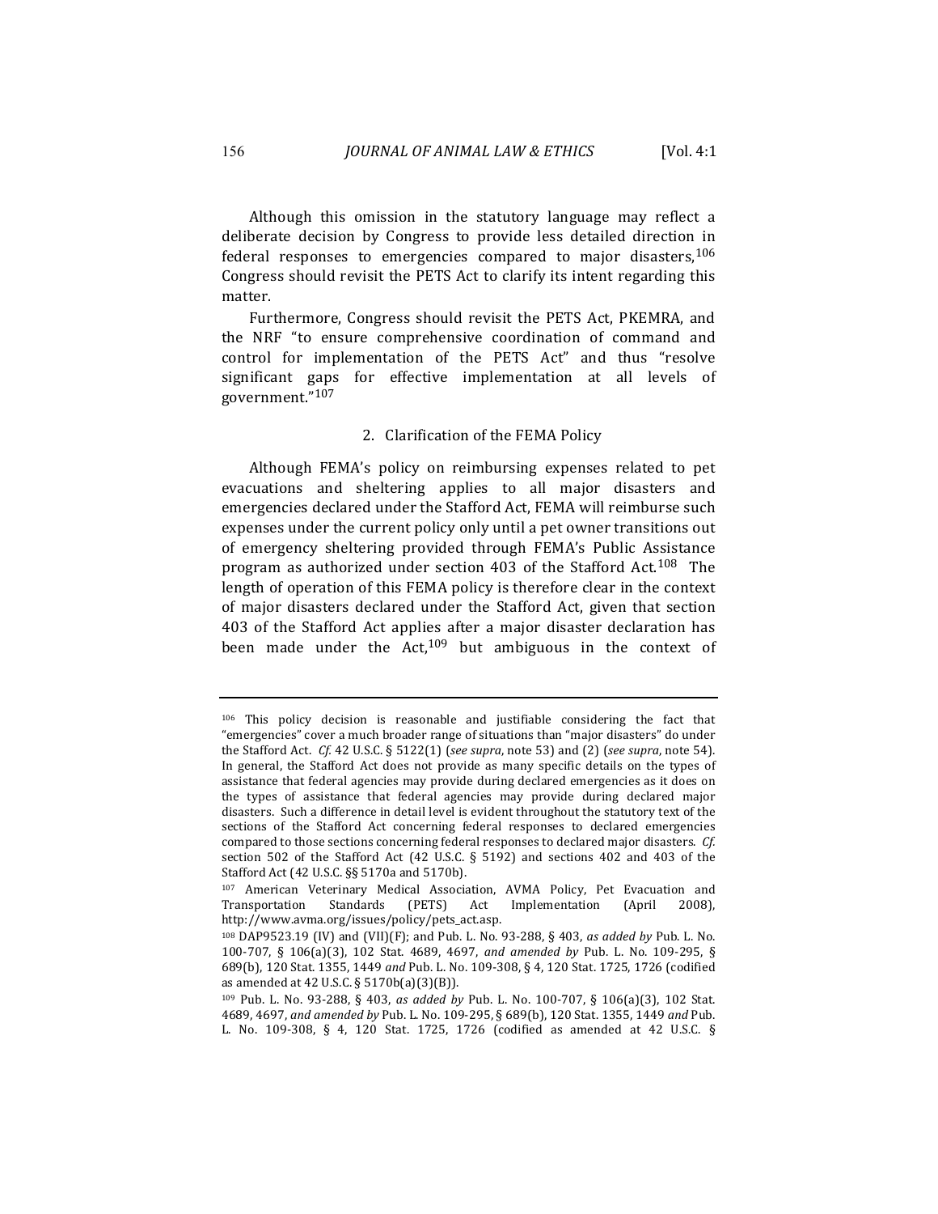Although this omission in the statutory language may reflect a deliberate decision by Congress to provide less detailed direction in federal responses to emergencies compared to major disasters,[106] Congress should revisit the PETS Act to clarify its intent regarding this matter.

Furthermore, Congress should revisit the PETS Act, PKEMRA, and the NRF "to ensure comprehensive coordination of command and control for implementation of the PETS Act" and thus "resolve significant gaps for effective implementation at all levels of government."[107]

### 2. Clarification of the FEMA Policy

Although FEMA's policy on reimbursing expenses related to pet evacuations and sheltering applies to all major disasters and emergencies declared under the Stafford Act, FEMA will reimburse such expenses under the current policy only until a pet owner transitions out of emergency sheltering provided through FEMA's Public Assistance program as authorized under section 403 of the Stafford Act.[108] The length of operation of this FEMA policy is therefore clear in the context of major disasters declared under the Stafford Act, given that section 403 of the Stafford Act applies after a major disaster declaration has been made under the Act,[109] but ambiguous in the context of

---

[106] This policy decision is reasonable and justifiable considering the fact that "emergencies" cover a much broader range of situations than "major disasters" do under the Stafford Act. *Cf.* 42 U.S.C. § 5122(1) (*see supra*, note 53) and (2) (*see supra*, note 54). In general, the Stafford Act does not provide as many specific details on the types of assistance that federal agencies may provide during declared emergencies as it does on the types of assistance that federal agencies may provide during declared major disasters. Such a difference in detail level is evident throughout the statutory text of the sections of the Stafford Act concerning federal responses to declared emergencies compared to those sections concerning federal responses to declared major disasters. *Cf.* section 502 of the Stafford Act (42 U.S.C. § 5192) and sections 402 and 403 of the Stafford Act (42 U.S.C. §§ 5170a and 5170b).

[107] American Veterinary Medical Association, AVMA Policy, Pet Evacuation and Transportation Standards (PETS) Act Implementation (April 2008), http://www.avma.org/issues/policy/pets_act.asp.

[108] DAP9523.19 (IV) and (VII)(F); and Pub. L. No. 93-288, § 403, *as added by* Pub. L. No. 100-707, § 106(a)(3), 102 Stat. 4689, 4697, *and amended by* Pub. L. No. 109-295, § 689(b), 120 Stat. 1355, 1449 *and* Pub. L. No. 109-308, § 4, 120 Stat. 1725, 1726 (codified as amended at 42 U.S.C. § 5170b(a)(3)(B)).

[109] Pub. L. No. 93-288, § 403, *as added by* Pub. L. No. 100-707, § 106(a)(3), 102 Stat. 4689, 4697, *and amended by* Pub. L. No. 109-295, § 689(b), 120 Stat. 1355, 1449 *and* Pub. L. No. 109-308, § 4, 120 Stat. 1725, 1726 (codified as amended at 42 U.S.C. §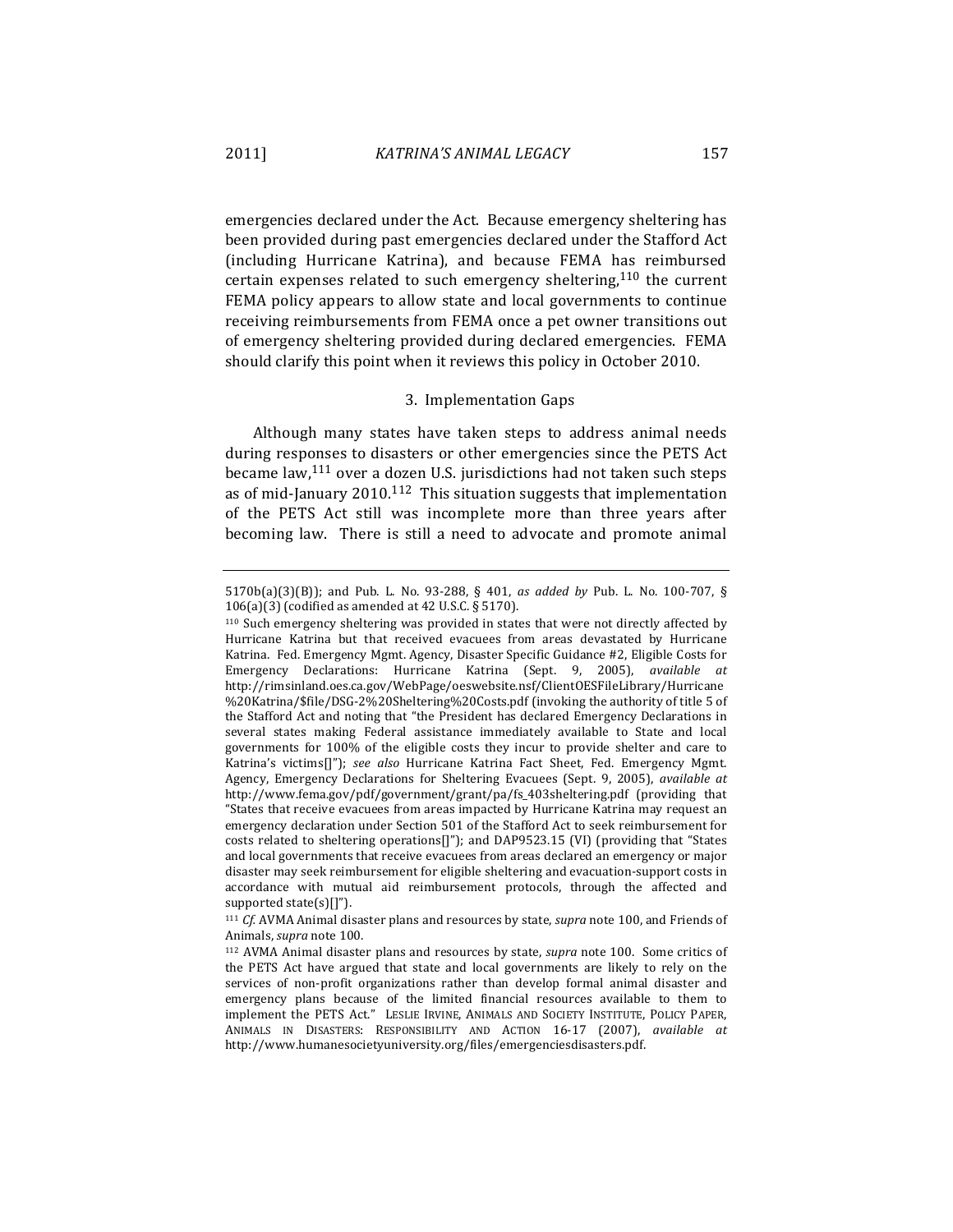emergencies declared under the Act. Because emergency sheltering has been provided during past emergencies declared under the Stafford Act (including Hurricane Katrina), and because FEMA has reimbursed certain expenses related to such emergency sheltering,[110] the current FEMA policy appears to allow state and local governments to continue receiving reimbursements from FEMA once a pet owner transitions out of emergency sheltering provided during declared emergencies. FEMA should clarify this point when it reviews this policy in October 2010.

### 3. Implementation Gaps

Although many states have taken steps to address animal needs during responses to disasters or other emergencies since the PETS Act became law,[111] over a dozen U.S. jurisdictions had not taken such steps as of mid-January 2010.[112] This situation suggests that implementation of the PETS Act still was incomplete more than three years after becoming law. There is still a need to advocate and promote animal

---

5170b(a)(3)(B)); and Pub. L. No. 93-288, § 401, *as added by* Pub. L. No. 100-707, § 106(a)(3) (codified as amended at 42 U.S.C. § 5170).

[110] Such emergency sheltering was provided in states that were not directly affected by Hurricane Katrina but that received evacuees from areas devastated by Hurricane Katrina. Fed. Emergency Mgmt. Agency, Disaster Specific Guidance #2, Eligible Costs for Emergency Declarations: Hurricane Katrina (Sept. 9, 2005), *available at* http://rimsinland.oes.ca.gov/WebPage/oeswebsite.nsf/ClientOESFileLibrary/Hurricane%20Katrina/$file/DSG-2%20Sheltering%20Costs.pdf (invoking the authority of title 5 of the Stafford Act and noting that "the President has declared Emergency Declarations in several states making Federal assistance immediately available to State and local governments for 100% of the eligible costs they incur to provide shelter and care to Katrina's victims[]"); *see also* Hurricane Katrina Fact Sheet, Fed. Emergency Mgmt. Agency, Emergency Declarations for Sheltering Evacuees (Sept. 9, 2005), *available at* http://www.fema.gov/pdf/government/grant/pa/fs_403sheltering.pdf (providing that "States that receive evacuees from areas impacted by Hurricane Katrina may request an emergency declaration under Section 501 of the Stafford Act to seek reimbursement for costs related to sheltering operations[]"); and DAP9523.15 (VI) (providing that "States and local governments that receive evacuees from areas declared an emergency or major disaster may seek reimbursement for eligible sheltering and evacuation-support costs in accordance with mutual aid reimbursement protocols, through the affected and supported state(s)[]").

[111] *Cf.* AVMA Animal disaster plans and resources by state, *supra* note 100, and Friends of Animals, *supra* note 100.

[112] AVMA Animal disaster plans and resources by state, *supra* note 100. Some critics of the PETS Act have argued that state and local governments are likely to rely on the services of non-profit organizations rather than develop formal animal disaster and emergency plans because of the limited financial resources available to them to implement the PETS Act." LESLIE IRVINE, ANIMALS AND SOCIETY INSTITUTE, POLICY PAPER, ANIMALS IN DISASTERS: RESPONSIBILITY AND ACTION 16-17 (2007), *available at* http://www.humanesocietyuniversity.org/files/emergenciesdisasters.pdf.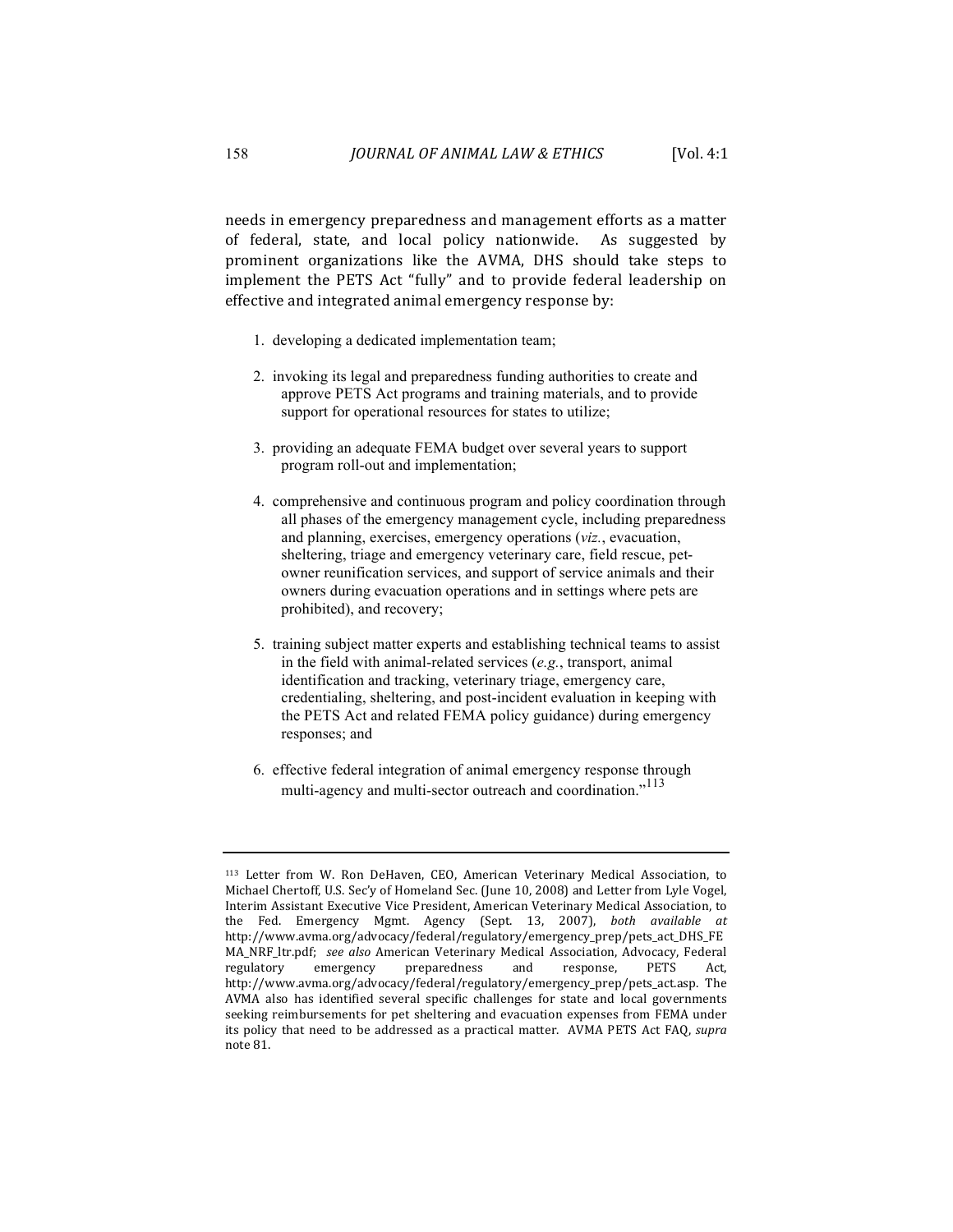needs in emergency preparedness and management efforts as a matter of federal, state, and local policy nationwide. As suggested by prominent organizations like the AVMA, DHS should take steps to implement the PETS Act "fully" and to provide federal leadership on effective and integrated animal emergency response by:

1. developing a dedicated implementation team;

2. invoking its legal and preparedness funding authorities to create and approve PETS Act programs and training materials, and to provide support for operational resources for states to utilize;

3. providing an adequate FEMA budget over several years to support program roll-out and implementation;

4. comprehensive and continuous program and policy coordination through all phases of the emergency management cycle, including preparedness and planning, exercises, emergency operations (*viz.*, evacuation, sheltering, triage and emergency veterinary care, field rescue, pet-owner reunification services, and support of service animals and their owners during evacuation operations and in settings where pets are prohibited), and recovery;

5. training subject matter experts and establishing technical teams to assist in the field with animal-related services (*e.g.*, transport, animal identification and tracking, veterinary triage, emergency care, credentialing, sheltering, and post-incident evaluation in keeping with the PETS Act and related FEMA policy guidance) during emergency responses; and

6. effective federal integration of animal emergency response through multi-agency and multi-sector outreach and coordination."[113]

---

[113] Letter from W. Ron DeHaven, CEO, American Veterinary Medical Association, to Michael Chertoff, U.S. Sec'y of Homeland Sec. (June 10, 2008) and Letter from Lyle Vogel, Interim Assistant Executive Vice President, American Veterinary Medical Association, to the Fed. Emergency Mgmt. Agency (Sept. 13, 2007), *both available at* http://www.avma.org/advocacy/federal/regulatory/emergency_prep/pets_act_DHS_FEMA_NRF_ltr.pdf; *see also* American Veterinary Medical Association, Advocacy, Federal regulatory emergency preparedness and response, PETS Act, http://www.avma.org/advocacy/federal/regulatory/emergency_prep/pets_act.asp. The AVMA also has identified several specific challenges for state and local governments seeking reimbursements for pet sheltering and evacuation expenses from FEMA under its policy that need to be addressed as a practical matter. AVMA PETS Act FAQ, *supra* note 81.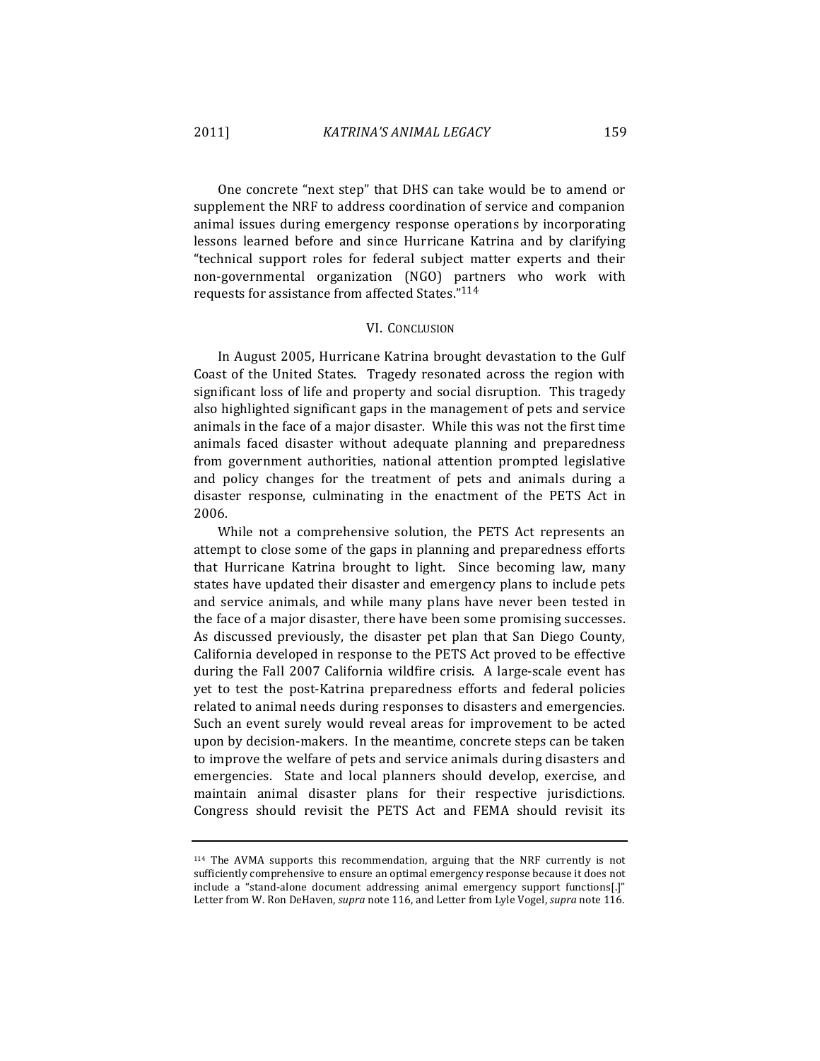One concrete "next step" that DHS can take would be to amend or supplement the NRF to address coordination of service and companion animal issues during emergency response operations by incorporating lessons learned before and since Hurricane Katrina and by clarifying "technical support roles for federal subject matter experts and their non-governmental organization (NGO) partners who work with requests for assistance from affected States."[114]

## VI. CONCLUSION

In August 2005, Hurricane Katrina brought devastation to the Gulf Coast of the United States. Tragedy resonated across the region with significant loss of life and property and social disruption. This tragedy also highlighted significant gaps in the management of pets and service animals in the face of a major disaster. While this was not the first time animals faced disaster without adequate planning and preparedness from government authorities, national attention prompted legislative and policy changes for the treatment of pets and animals during a disaster response, culminating in the enactment of the PETS Act in 2006.

While not a comprehensive solution, the PETS Act represents an attempt to close some of the gaps in planning and preparedness efforts that Hurricane Katrina brought to light. Since becoming law, many states have updated their disaster and emergency plans to include pets and service animals, and while many plans have never been tested in the face of a major disaster, there have been some promising successes. As discussed previously, the disaster pet plan that San Diego County, California developed in response to the PETS Act proved to be effective during the Fall 2007 California wildfire crisis. A large-scale event has yet to test the post-Katrina preparedness efforts and federal policies related to animal needs during responses to disasters and emergencies. Such an event surely would reveal areas for improvement to be acted upon by decision-makers. In the meantime, concrete steps can be taken to improve the welfare of pets and service animals during disasters and emergencies. State and local planners should develop, exercise, and maintain animal disaster plans for their respective jurisdictions. Congress should revisit the PETS Act and FEMA should revisit its

---

[114] The AVMA supports this recommendation, arguing that the NRF currently is not sufficiently comprehensive to ensure an optimal emergency response because it does not include a "stand-alone document addressing animal emergency support functions[.]" Letter from W. Ron DeHaven, *supra* note 116, and Letter from Lyle Vogel, *supra* note 116.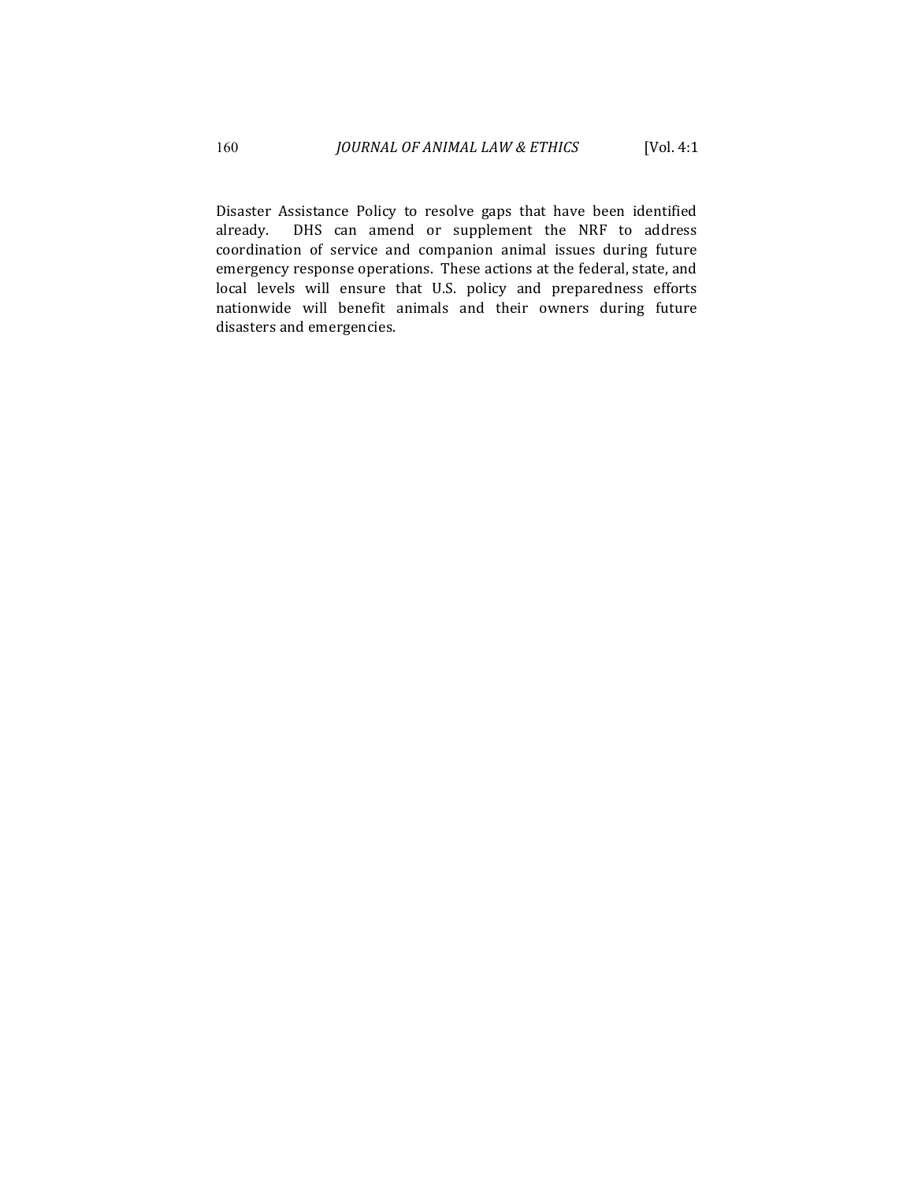Disaster Assistance Policy to resolve gaps that have been identified already. DHS can amend or supplement the NRF to address coordination of service and companion animal issues during future emergency response operations. These actions at the federal, state, and local levels will ensure that U.S. policy and preparedness efforts nationwide will benefit animals and their owners during future disasters and emergencies.